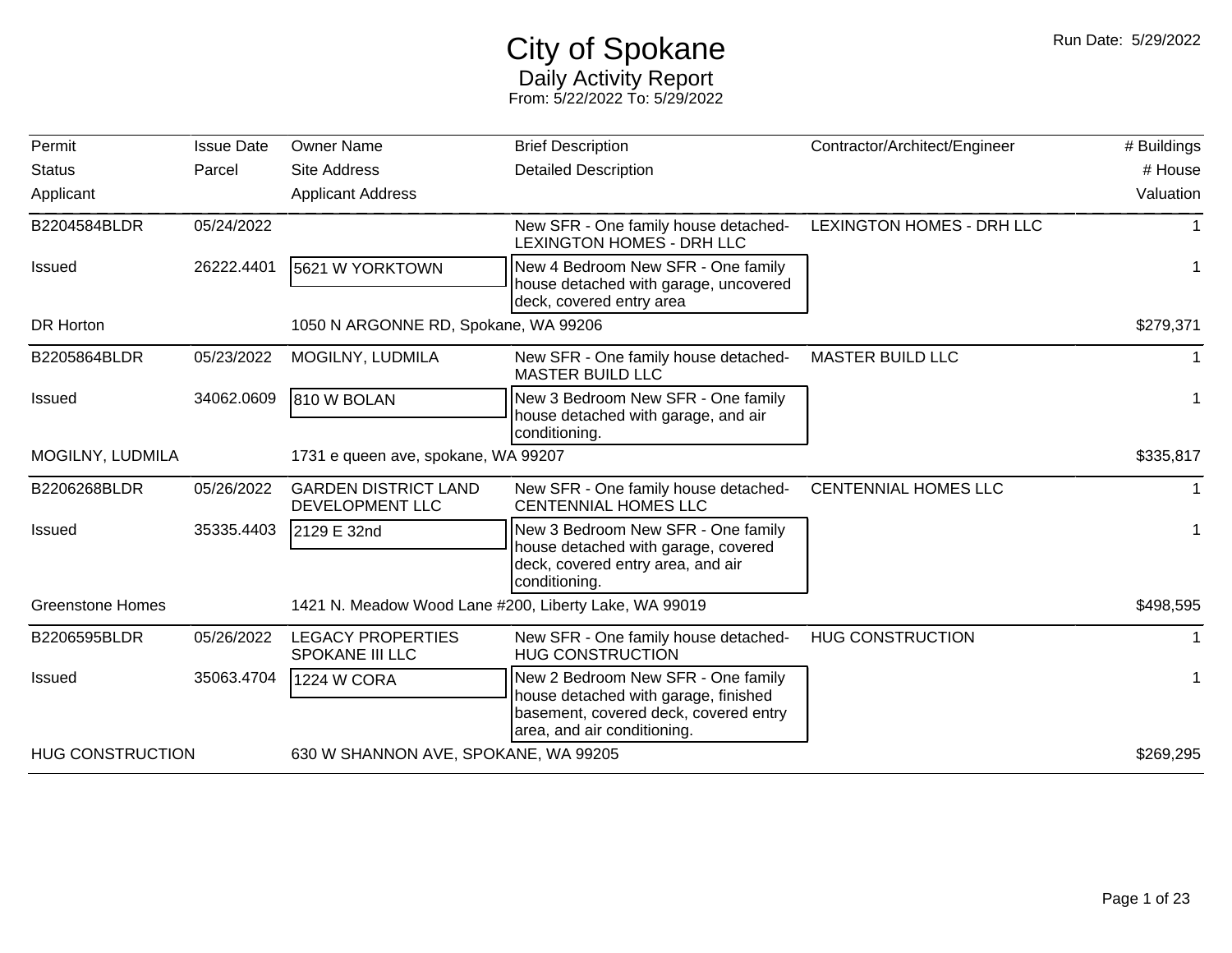# City of Spokane

## Daily Activity Report

From: 5/22/2022 To: 5/29/2022

Run Date: 5/29/2022

| Permit / Status / Applicant | Issue Date / Parcel | Owner Name / Site Address / Applicant Address | Brief Description / Detailed Description | Contractor/Architect/Engineer | # Buildings / # House / Valuation |
|---|---|---|---|---|---|
| B2204584BLDR | 05/24/2022 | | New SFR - One family house detached- LEXINGTON HOMES - DRH LLC | LEXINGTON HOMES - DRH LLC | 1 |
| Issued | 26222.4401 | 5621 W YORKTOWN | New 4 Bedroom New SFR - One family house detached with garage, uncovered deck, covered entry area | | 1 |
| DR Horton | | 1050 N ARGONNE RD, Spokane, WA 99206 | | | $279,371 |
| B2205864BLDR | 05/23/2022 | MOGILNY, LUDMILA | New SFR - One family house detached- MASTER BUILD LLC | MASTER BUILD LLC | 1 |
| Issued | 34062.0609 | 810 W BOLAN | New 3 Bedroom New SFR - One family house detached with garage, and air conditioning. | | 1 |
| MOGILNY, LUDMILA | | 1731 e queen ave, spokane, WA 99207 | | | $335,817 |
| B2206268BLDR | 05/26/2022 | GARDEN DISTRICT LAND DEVELOPMENT LLC | New SFR - One family house detached- CENTENNIAL HOMES LLC | CENTENNIAL HOMES LLC | 1 |
| Issued | 35335.4403 | 2129 E 32nd | New 3 Bedroom New SFR - One family house detached with garage, covered deck, covered entry area, and air conditioning. | | 1 |
| Greenstone Homes | | 1421 N. Meadow Wood Lane #200, Liberty Lake, WA 99019 | | | $498,595 |
| B2206595BLDR | 05/26/2022 | LEGACY PROPERTIES SPOKANE III LLC | New SFR - One family house detached- HUG CONSTRUCTION | HUG CONSTRUCTION | 1 |
| Issued | 35063.4704 | 1224 W CORA | New 2 Bedroom New SFR - One family house detached with garage, finished basement, covered deck, covered entry area, and air conditioning. | | 1 |
| HUG CONSTRUCTION | | 630 W SHANNON AVE, SPOKANE, WA 99205 | | | $269,295 |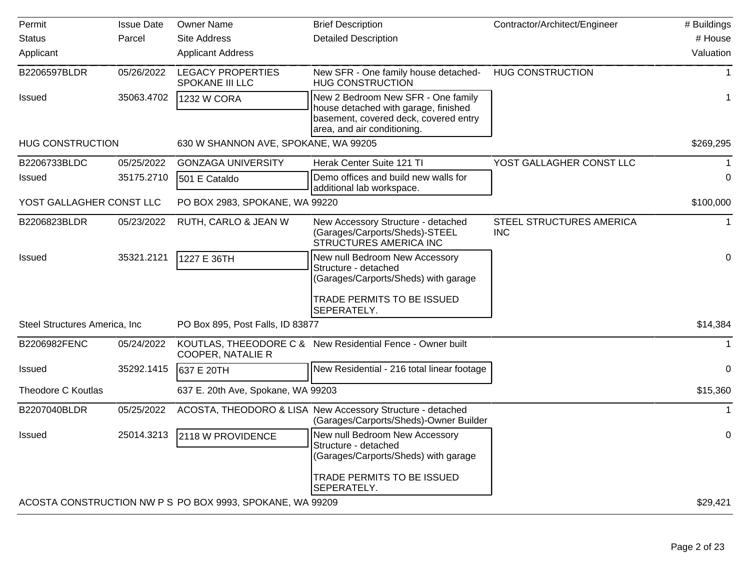| Permit<br>Status<br>Applicant | Issue Date<br>Parcel | Owner Name<br>Site Address<br>Applicant Address | Brief Description<br>Detailed Description | Contractor/Architect/Engineer | # Buildings<br># House<br>Valuation |
|---|---|---|---|---|---|
| B2206597BLDR | 05/26/2022 | LEGACY PROPERTIES SPOKANE III LLC | New SFR - One family house detached-HUG CONSTRUCTION | HUG CONSTRUCTION | 1 |
| Issued | 35063.4702 | 1232 W CORA | New 2 Bedroom New SFR - One family house detached with garage, finished basement, covered deck, covered entry area, and air conditioning. | | 1 |
| HUG CONSTRUCTION | | 630 W SHANNON AVE, SPOKANE, WA 99205 | | | $269,295 |
| B2206733BLDC | 05/25/2022 | GONZAGA UNIVERSITY | Herak Center Suite 121 TI | YOST GALLAGHER CONST LLC | 1 |
| Issued | 35175.2710 | 501 E Cataldo | Demo offices and build new walls for additional lab workspace. | | 0 |
| YOST GALLAGHER CONST LLC | | PO BOX 2983, SPOKANE, WA 99220 | | | $100,000 |
| B2206823BLDR | 05/23/2022 | RUTH, CARLO & JEAN W | New Accessory Structure - detached (Garages/Carports/Sheds)-STEEL STRUCTURES AMERICA INC | STEEL STRUCTURES AMERICA INC | 1 |
| Issued | 35321.2121 | 1227 E 36TH | New null Bedroom New Accessory Structure - detached (Garages/Carports/Sheds) with garage<br><br>TRADE PERMITS TO BE ISSUED SEPERATELY. | | 0 |
| Steel Structures America, Inc | | PO Box 895, Post Falls, ID 83877 | | | $14,384 |
| B2206982FENC | 05/24/2022 | KOUTLAS, THEEODORE C & COOPER, NATALIE R | New Residential Fence - Owner built | | 1 |
| Issued | 35292.1415 | 637 E 20TH | New Residential - 216 total linear footage | | 0 |
| Theodore C Koutlas | | 637 E. 20th Ave, Spokane, WA 99203 | | | $15,360 |
| B2207040BLDR | 05/25/2022 | ACOSTA, THEODORO & LISA | New Accessory Structure - detached (Garages/Carports/Sheds)-Owner Builder | | 1 |
| Issued | 25014.3213 | 2118 W PROVIDENCE | New null Bedroom New Accessory Structure - detached (Garages/Carports/Sheds) with garage<br><br>TRADE PERMITS TO BE ISSUED SEPERATELY. | | 0 |
| ACOSTA CONSTRUCTION NW P S | | PO BOX 9993, SPOKANE, WA 99209 | | | $29,421 |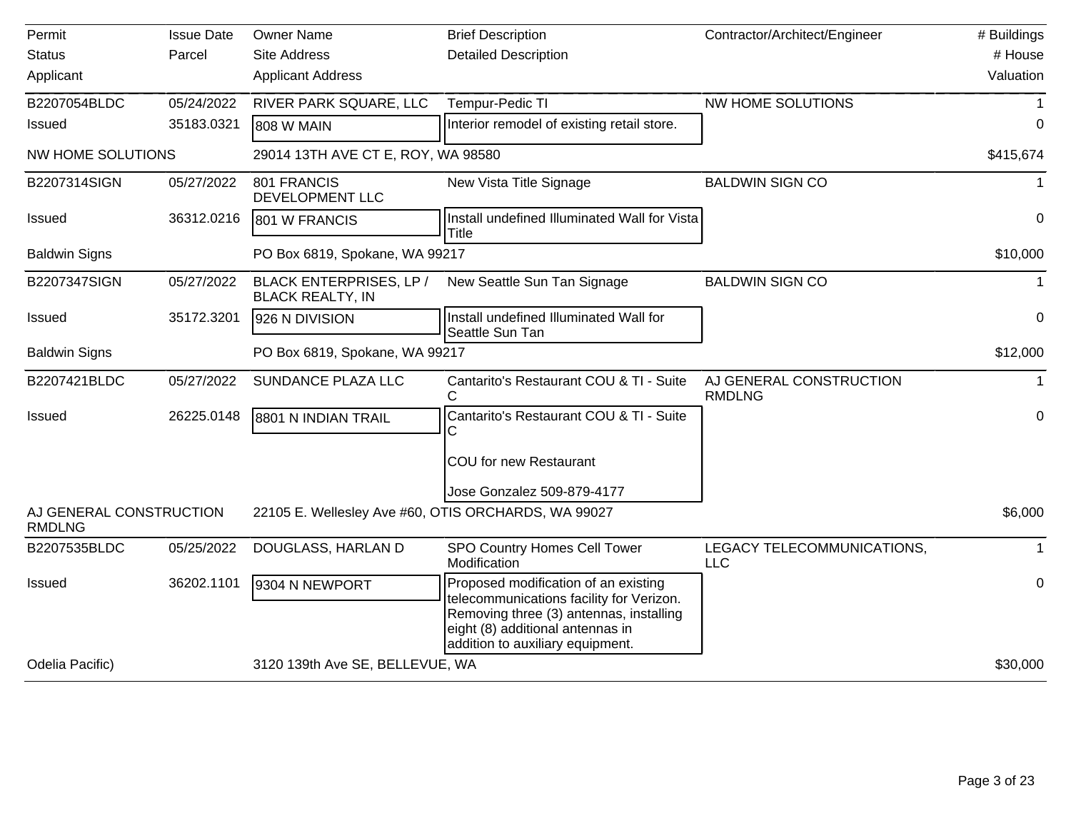| Permit | Issue Date | Owner Name | Brief Description | Contractor/Architect/Engineer | # Buildings |
|---|---|---|---|---|---|
| Status | Parcel | Site Address | Detailed Description | | # House |
| Applicant | | Applicant Address | | | Valuation |
| B2207054BLDC | 05/24/2022 | RIVER PARK SQUARE, LLC | Tempur-Pedic TI | NW HOME SOLUTIONS | 1 |
| Issued | 35183.0321 | 808 W MAIN | Interior remodel of existing retail store. | | 0 |
| NW HOME SOLUTIONS | | 29014 13TH AVE CT E, ROY, WA 98580 | | | $415,674 |
| B2207314SIGN | 05/27/2022 | 801 FRANCIS DEVELOPMENT LLC | New Vista Title Signage | BALDWIN SIGN CO | 1 |
| Issued | 36312.0216 | 801 W FRANCIS | Install undefined Illuminated Wall for Vista Title | | 0 |
| Baldwin Signs | | PO Box 6819, Spokane, WA 99217 | | | $10,000 |
| B2207347SIGN | 05/27/2022 | BLACK ENTERPRISES, LP / BLACK REALTY, IN | New Seattle Sun Tan Signage | BALDWIN SIGN CO | 1 |
| Issued | 35172.3201 | 926 N DIVISION | Install undefined Illuminated Wall for Seattle Sun Tan | | 0 |
| Baldwin Signs | | PO Box 6819, Spokane, WA 99217 | | | $12,000 |
| B2207421BLDC | 05/27/2022 | SUNDANCE PLAZA LLC | Cantarito's Restaurant COU & TI - Suite C | AJ GENERAL CONSTRUCTION RMDLNG | 1 |
| Issued | 26225.0148 | 8801 N INDIAN TRAIL | Cantarito's Restaurant COU & TI - Suite C<br><br>COU for new Restaurant<br><br>Jose Gonzalez 509-879-4177 | | 0 |
| AJ GENERAL CONSTRUCTION RMDLNG | | 22105 E. Wellesley Ave #60, OTIS ORCHARDS, WA 99027 | | | $6,000 |
| B2207535BLDC | 05/25/2022 | DOUGLASS, HARLAN D | SPO Country Homes Cell Tower Modification | LEGACY TELECOMMUNICATIONS, LLC | 1 |
| Issued | 36202.1101 | 9304 N NEWPORT | Proposed modification of an existing telecommunications facility for Verizon. Removing three (3) antennas, installing eight (8) additional antennas in addition to auxiliary equipment. | | 0 |
| Odelia Pacific) | | 3120 139th Ave SE, BELLEVUE, WA | | | $30,000 |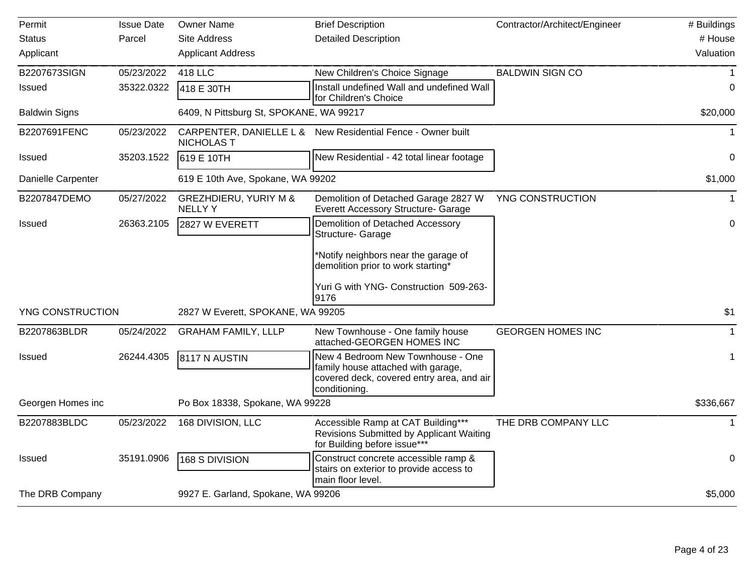| Permit<br>Status<br>Applicant | Issue Date<br>Parcel | Owner Name<br>Site Address<br>Applicant Address | Brief Description<br>Detailed Description | Contractor/Architect/Engineer | # Buildings<br># House<br>Valuation |
|---|---|---|---|---|---|
| B2207673SIGN | 05/23/2022 | 418 LLC | New Children's Choice Signage | BALDWIN SIGN CO | 1 |
| Issued | 35322.0322 | 418 E 30TH | Install undefined Wall and undefined Wall for Children's Choice | | 0 |
| Baldwin Signs | | 6409, N Pittsburg St, SPOKANE, WA 99217 | | | $20,000 |
| B2207691FENC | 05/23/2022 | CARPENTER, DANIELLE L & NICHOLAS T | New Residential Fence - Owner built | | 1 |
| Issued | 35203.1522 | 619 E 10TH | New Residential - 42 total linear footage | | 0 |
| Danielle Carpenter | | 619 E 10th Ave, Spokane, WA 99202 | | | $1,000 |
| B2207847DEMO | 05/27/2022 | GREZHDIERU, YURIY M & NELLY Y | Demolition of Detached Garage 2827 W Everett Accessory Structure- Garage | YNG CONSTRUCTION | 1 |
| Issued | 26363.2105 | 2827 W EVERETT | Demolition of Detached Accessory Structure- Garage<br><br>*Notify neighbors near the garage of demolition prior to work starting*<br><br>Yuri G with YNG- Construction 509-263-9176 | | 0 |
| YNG CONSTRUCTION | | 2827 W Everett, SPOKANE, WA 99205 | | | $1 |
| B2207863BLDR | 05/24/2022 | GRAHAM FAMILY, LLLP | New Townhouse - One family house attached-GEORGEN HOMES INC | GEORGEN HOMES INC | 1 |
| Issued | 26244.4305 | 8117 N AUSTIN | New 4 Bedroom New Townhouse - One family house attached with garage, covered deck, covered entry area, and air conditioning. | | 1 |
| Georgen Homes inc | | Po Box 18338, Spokane, WA 99228 | | | $336,667 |
| B2207883BLDC | 05/23/2022 | 168 DIVISION, LLC | Accessible Ramp at CAT Building*** Revisions Submitted by Applicant Waiting for Building before issue*** | THE DRB COMPANY LLC | 1 |
| Issued | 35191.0906 | 168 S DIVISION | Construct concrete accessible ramp & stairs on exterior to provide access to main floor level. | | 0 |
| The DRB Company | | 9927 E. Garland, Spokane, WA 99206 | | | $5,000 |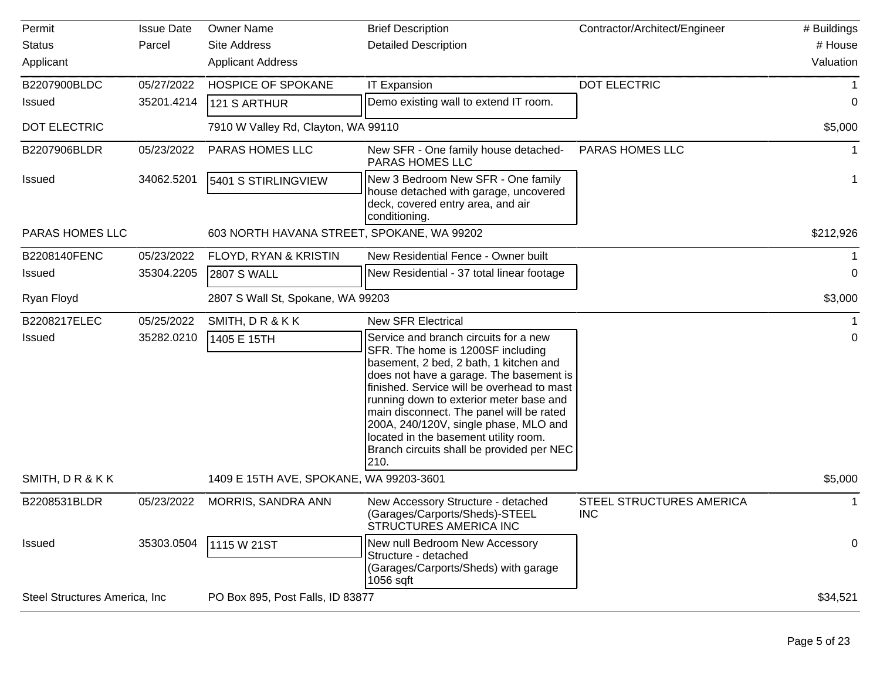| Permit<br>Status<br>Applicant | Issue Date<br>Parcel | Owner Name<br>Site Address<br>Applicant Address | Brief Description<br>Detailed Description | Contractor/Architect/Engineer | # Buildings<br># House<br>Valuation |
|---|---|---|---|---|---|
| B2207900BLDC | 05/27/2022 | HOSPICE OF SPOKANE | IT Expansion | DOT ELECTRIC | 1 |
| Issued | 35201.4214 | 121 S ARTHUR | Demo existing wall to extend IT room. | | 0 |
| DOT ELECTRIC | | 7910 W Valley Rd, Clayton, WA 99110 | | | $5,000 |
| B2207906BLDR | 05/23/2022 | PARAS HOMES LLC | New SFR - One family house detached-PARAS HOMES LLC | PARAS HOMES LLC | 1 |
| Issued | 34062.5201 | 5401 S STIRLINGVIEW | New 3 Bedroom New SFR - One family house detached with garage, uncovered deck, covered entry area, and air conditioning. | | 1 |
| PARAS HOMES LLC | | 603 NORTH HAVANA STREET, SPOKANE, WA 99202 | | | $212,926 |
| B2208140FENC | 05/23/2022 | FLOYD, RYAN & KRISTIN | New Residential Fence - Owner built | | 1 |
| Issued | 35304.2205 | 2807 S WALL | New Residential - 37 total linear footage | | 0 |
| Ryan Floyd | | 2807 S Wall St, Spokane, WA 99203 | | | $3,000 |
| B2208217ELEC | 05/25/2022 | SMITH, D R & K K | New SFR Electrical | | 1 |
| Issued | 35282.0210 | 1405 E 15TH | Service and branch circuits for a new SFR. The home is 1200SF including basement, 2 bed, 2 bath, 1 kitchen and does not have a garage. The basement is finished. Service will be overhead to mast running down to exterior meter base and main disconnect. The panel will be rated 200A, 240/120V, single phase, MLO and located in the basement utility room. Branch circuits shall be provided per NEC 210. | | 0 |
| SMITH, D R & K K | | 1409 E 15TH AVE, SPOKANE, WA 99203-3601 | | | $5,000 |
| B2208531BLDR | 05/23/2022 | MORRIS, SANDRA ANN | New Accessory Structure - detached (Garages/Carports/Sheds)-STEEL STRUCTURES AMERICA INC | STEEL STRUCTURES AMERICA INC | 1 |
| Issued | 35303.0504 | 1115 W 21ST | New null Bedroom New Accessory Structure - detached (Garages/Carports/Sheds) with garage 1056 sqft | | 0 |
| Steel Structures America, Inc | | PO Box 895, Post Falls, ID 83877 | | | $34,521 |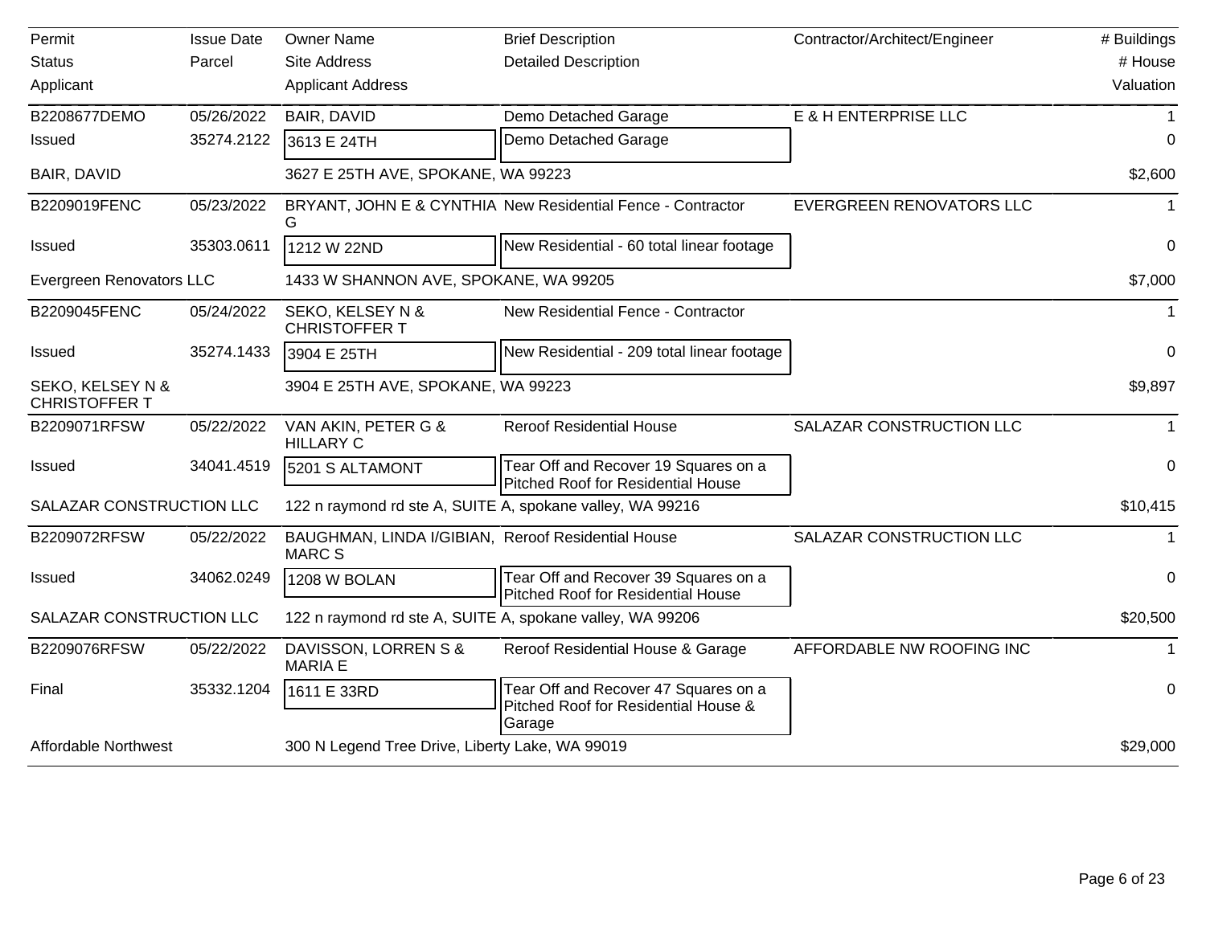| Permit<br>Status<br>Applicant | Issue Date<br>Parcel | Owner Name<br>Site Address<br>Applicant Address | Brief Description<br>Detailed Description | Contractor/Architect/Engineer | # Buildings<br># House<br>Valuation |
|---|---|---|---|---|---|
| B2208677DEMO | 05/26/2022 | BAIR, DAVID | Demo Detached Garage | E & H ENTERPRISE LLC | 1 |
| Issued | 35274.2122 | 3613 E 24TH | Demo Detached Garage | | 0 |
| BAIR, DAVID | | 3627 E 25TH AVE, SPOKANE, WA 99223 | | | $2,600 |
| B2209019FENC | 05/23/2022 | BRYANT, JOHN E & CYNTHIA G | New Residential Fence - Contractor | EVERGREEN RENOVATORS LLC | 1 |
| Issued | 35303.0611 | 1212 W 22ND | New Residential - 60 total linear footage | | 0 |
| Evergreen Renovators LLC | | 1433 W SHANNON AVE, SPOKANE, WA 99205 | | | $7,000 |
| B2209045FENC | 05/24/2022 | SEKO, KELSEY N & CHRISTOFFER T | New Residential Fence - Contractor | | 1 |
| Issued | 35274.1433 | 3904 E 25TH | New Residential - 209 total linear footage | | 0 |
| SEKO, KELSEY N & CHRISTOFFER T | | 3904 E 25TH AVE, SPOKANE, WA 99223 | | | $9,897 |
| B2209071RFSW | 05/22/2022 | VAN AKIN, PETER G & HILLARY C | Reroof Residential House | SALAZAR CONSTRUCTION LLC | 1 |
| Issued | 34041.4519 | 5201 S ALTAMONT | Tear Off and Recover 19 Squares on a Pitched Roof for Residential House | | 0 |
| SALAZAR CONSTRUCTION LLC | | 122 n raymond rd ste A, SUITE A, spokane valley, WA 99216 | | | $10,415 |
| B2209072RFSW | 05/22/2022 | BAUGHMAN, LINDA I/GIBIAN, MARC S | Reroof Residential House | SALAZAR CONSTRUCTION LLC | 1 |
| Issued | 34062.0249 | 1208 W BOLAN | Tear Off and Recover 39 Squares on a Pitched Roof for Residential House | | 0 |
| SALAZAR CONSTRUCTION LLC | | 122 n raymond rd ste A, SUITE A, spokane valley, WA 99206 | | | $20,500 |
| B2209076RFSW | 05/22/2022 | DAVISSON, LORREN S & MARIA E | Reroof Residential House & Garage | AFFORDABLE NW ROOFING INC | 1 |
| Final | 35332.1204 | 1611 E 33RD | Tear Off and Recover 47 Squares on a Pitched Roof for Residential House & Garage | | 0 |
| Affordable Northwest | | 300 N Legend Tree Drive, Liberty Lake, WA 99019 | | | $29,000 |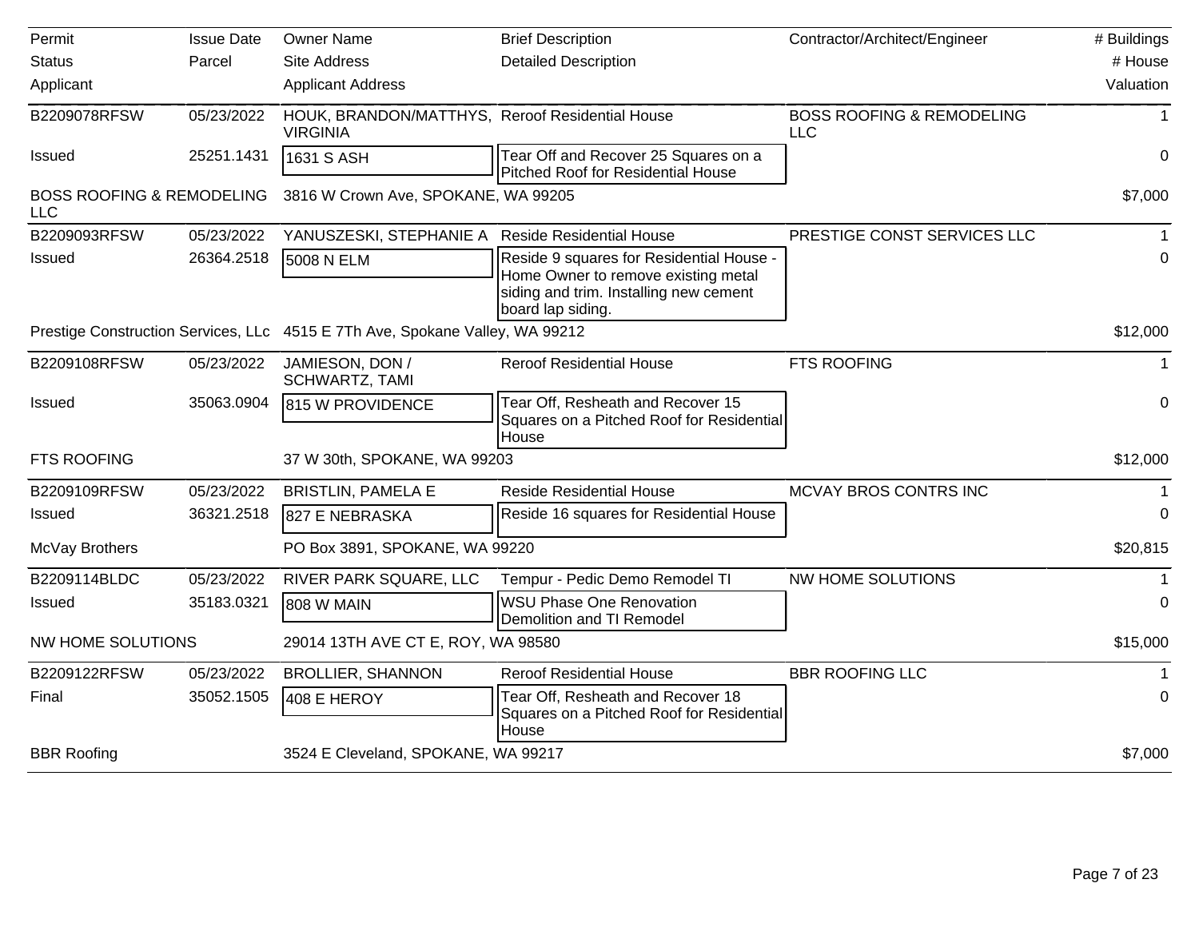| Permit | Issue Date | Owner Name | Brief Description | Contractor/Architect/Engineer | # Buildings |
|---|---|---|---|---|---|
| Status | Parcel | Site Address | Detailed Description | | # House |
| Applicant | | Applicant Address | | | Valuation |
| B2209078RFSW | 05/23/2022 | HOUK, BRANDON/MATTHYS, VIRGINIA | Reroof Residential House | BOSS ROOFING & REMODELING LLC | 1 |
| Issued | 25251.1431 | 1631 S ASH | Tear Off and Recover 25 Squares on a Pitched Roof for Residential House | | 0 |
| BOSS ROOFING & REMODELING LLC | | 3816 W Crown Ave, SPOKANE, WA 99205 | | | $7,000 |
| B2209093RFSW | 05/23/2022 | YANUSZESKI, STEPHANIE A | Reside Residential House | PRESTIGE CONST SERVICES LLC | 1 |
| Issued | 26364.2518 | 5008 N ELM | Reside 9 squares for Residential House - Home Owner to remove existing metal siding and trim. Installing new cement board lap siding. | | 0 |
| Prestige Construction Services, LLc | | 4515 E 7Th Ave, Spokane Valley, WA 99212 | | | $12,000 |
| B2209108RFSW | 05/23/2022 | JAMIESON, DON / SCHWARTZ, TAMI | Reroof Residential House | FTS ROOFING | 1 |
| Issued | 35063.0904 | 815 W PROVIDENCE | Tear Off, Resheath and Recover 15 Squares on a Pitched Roof for Residential House | | 0 |
| FTS ROOFING | | 37 W 30th, SPOKANE, WA 99203 | | | $12,000 |
| B2209109RFSW | 05/23/2022 | BRISTLIN, PAMELA E | Reside Residential House | MCVAY BROS CONTRS INC | 1 |
| Issued | 36321.2518 | 827 E NEBRASKA | Reside 16 squares for Residential House | | 0 |
| McVay Brothers | | PO Box 3891, SPOKANE, WA 99220 | | | $20,815 |
| B2209114BLDC | 05/23/2022 | RIVER PARK SQUARE, LLC | Tempur - Pedic Demo Remodel TI | NW HOME SOLUTIONS | 1 |
| Issued | 35183.0321 | 808 W MAIN | WSU Phase One Renovation Demolition and TI Remodel | | 0 |
| NW HOME SOLUTIONS | | 29014 13TH AVE CT E, ROY, WA 98580 | | | $15,000 |
| B2209122RFSW | 05/23/2022 | BROLLIER, SHANNON | Reroof Residential House | BBR ROOFING LLC | 1 |
| Final | 35052.1505 | 408 E HEROY | Tear Off, Resheath and Recover 18 Squares on a Pitched Roof for Residential House | | 0 |
| BBR Roofing | | 3524 E Cleveland, SPOKANE, WA 99217 | | | $7,000 |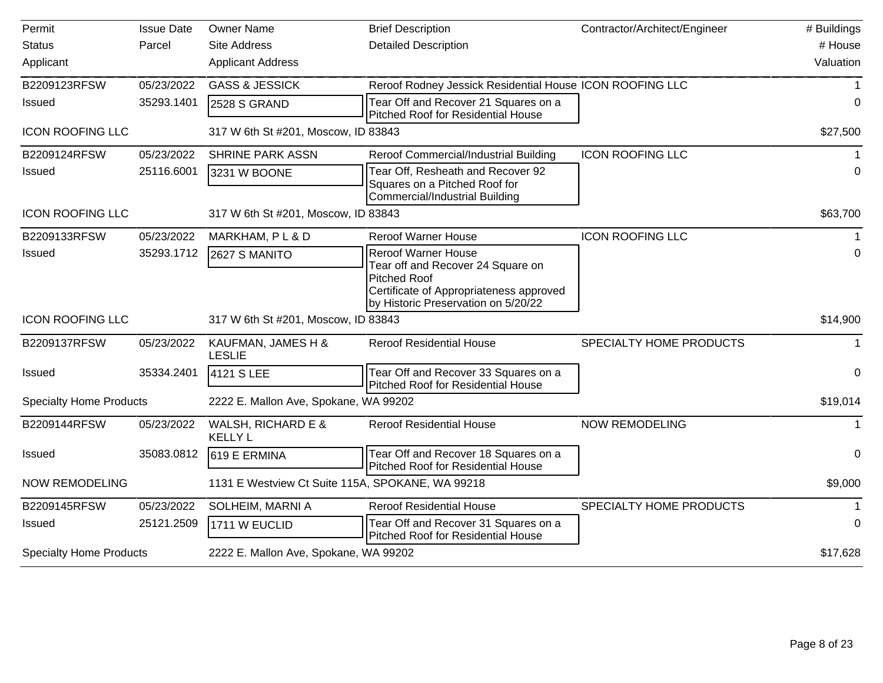| Permit<br>Status<br>Applicant | Issue Date<br>Parcel | Owner Name<br>Site Address<br>Applicant Address | Brief Description<br>Detailed Description | Contractor/Architect/Engineer | # Buildings<br># House<br>Valuation |
|---|---|---|---|---|---|
| B2209123RFSW | 05/23/2022 | GASS & JESSICK | Reroof Rodney Jessick Residential House | ICON ROOFING LLC | 1 |
| Issued | 35293.1401 | 2528 S GRAND | Tear Off and Recover 21 Squares on a Pitched Roof for Residential House | | 0 |
| ICON ROOFING LLC | | 317 W 6th St #201, Moscow, ID 83843 | | | $27,500 |
| B2209124RFSW | 05/23/2022 | SHRINE PARK ASSN | Reroof Commercial/Industrial Building | ICON ROOFING LLC | 1 |
| Issued | 25116.6001 | 3231 W BOONE | Tear Off, Resheath and Recover 92 Squares on a Pitched Roof for Commercial/Industrial Building | | 0 |
| ICON ROOFING LLC | | 317 W 6th St #201, Moscow, ID 83843 | | | $63,700 |
| B2209133RFSW | 05/23/2022 | MARKHAM, P L & D | Reroof Warner House | ICON ROOFING LLC | 1 |
| Issued | 35293.1712 | 2627 S MANITO | Reroof Warner House<br>Tear off and Recover 24 Square on Pitched Roof<br>Certificate of Appropriateness approved by Historic Preservation on 5/20/22 | | 0 |
| ICON ROOFING LLC | | 317 W 6th St #201, Moscow, ID 83843 | | | $14,900 |
| B2209137RFSW | 05/23/2022 | KAUFMAN, JAMES H & LESLIE | Reroof Residential House | SPECIALTY HOME PRODUCTS | 1 |
| Issued | 35334.2401 | 4121 S LEE | Tear Off and Recover 33 Squares on a Pitched Roof for Residential House | | 0 |
| Specialty Home Products | | 2222 E. Mallon Ave, Spokane, WA 99202 | | | $19,014 |
| B2209144RFSW | 05/23/2022 | WALSH, RICHARD E & KELLY L | Reroof Residential House | NOW REMODELING | 1 |
| Issued | 35083.0812 | 619 E ERMINA | Tear Off and Recover 18 Squares on a Pitched Roof for Residential House | | 0 |
| NOW REMODELING | | 1131 E Westview Ct Suite 115A, SPOKANE, WA 99218 | | | $9,000 |
| B2209145RFSW | 05/23/2022 | SOLHEIM, MARNI A | Reroof Residential House | SPECIALTY HOME PRODUCTS | 1 |
| Issued | 25121.2509 | 1711 W EUCLID | Tear Off and Recover 31 Squares on a Pitched Roof for Residential House | | 0 |
| Specialty Home Products | | 2222 E. Mallon Ave, Spokane, WA 99202 | | | $17,628 |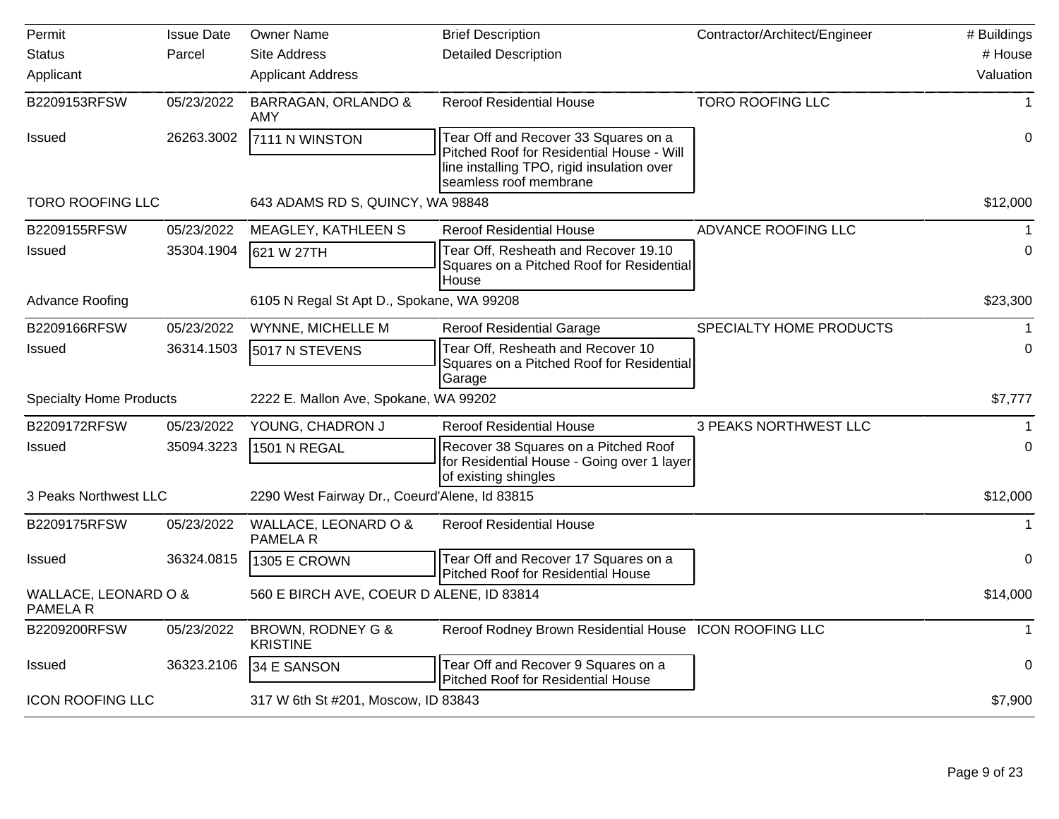| Permit | Issue Date | Owner Name | Brief Description | Contractor/Architect/Engineer | # Buildings |
|---|---|---|---|---|---|
| Status | Parcel | Site Address | Detailed Description | | # House |
| Applicant | | Applicant Address | | | Valuation |
| B2209153RFSW | 05/23/2022 | BARRAGAN, ORLANDO & AMY | Reroof Residential House | TORO ROOFING LLC | 1 |
| Issued | 26263.3002 | 7111 N WINSTON | Tear Off and Recover 33 Squares on a Pitched Roof for Residential House - Will line installing TPO, rigid insulation over seamless roof membrane | | 0 |
| TORO ROOFING LLC | | 643 ADAMS RD S, QUINCY, WA 98848 | | | $12,000 |
| B2209155RFSW | 05/23/2022 | MEAGLEY, KATHLEEN S | Reroof Residential House | ADVANCE ROOFING LLC | 1 |
| Issued | 35304.1904 | 621 W 27TH | Tear Off, Resheath and Recover 19.10 Squares on a Pitched Roof for Residential House | | 0 |
| Advance Roofing | | 6105 N Regal St Apt D., Spokane, WA 99208 | | | $23,300 |
| B2209166RFSW | 05/23/2022 | WYNNE, MICHELLE M | Reroof Residential Garage | SPECIALTY HOME PRODUCTS | 1 |
| Issued | 36314.1503 | 5017 N STEVENS | Tear Off, Resheath and Recover 10 Squares on a Pitched Roof for Residential Garage | | 0 |
| Specialty Home Products | | 2222 E. Mallon Ave, Spokane, WA 99202 | | | $7,777 |
| B2209172RFSW | 05/23/2022 | YOUNG, CHADRON J | Reroof Residential House | 3 PEAKS NORTHWEST LLC | 1 |
| Issued | 35094.3223 | 1501 N REGAL | Recover 38 Squares on a Pitched Roof for Residential House - Going over 1 layer of existing shingles | | 0 |
| 3 Peaks Northwest LLC | | 2290 West Fairway Dr., Coeurd'Alene, Id 83815 | | | $12,000 |
| B2209175RFSW | 05/23/2022 | WALLACE, LEONARD O & PAMELA R | Reroof Residential House | | 1 |
| Issued | 36324.0815 | 1305 E CROWN | Tear Off and Recover 17 Squares on a Pitched Roof for Residential House | | 0 |
| WALLACE, LEONARD O & PAMELA R | | 560 E BIRCH AVE, COEUR D ALENE, ID 83814 | | | $14,000 |
| B2209200RFSW | 05/23/2022 | BROWN, RODNEY G & KRISTINE | Reroof Rodney Brown Residential House | ICON ROOFING LLC | 1 |
| Issued | 36323.2106 | 34 E SANSON | Tear Off and Recover 9 Squares on a Pitched Roof for Residential House | | 0 |
| ICON ROOFING LLC | | 317 W 6th St #201, Moscow, ID 83843 | | | $7,900 |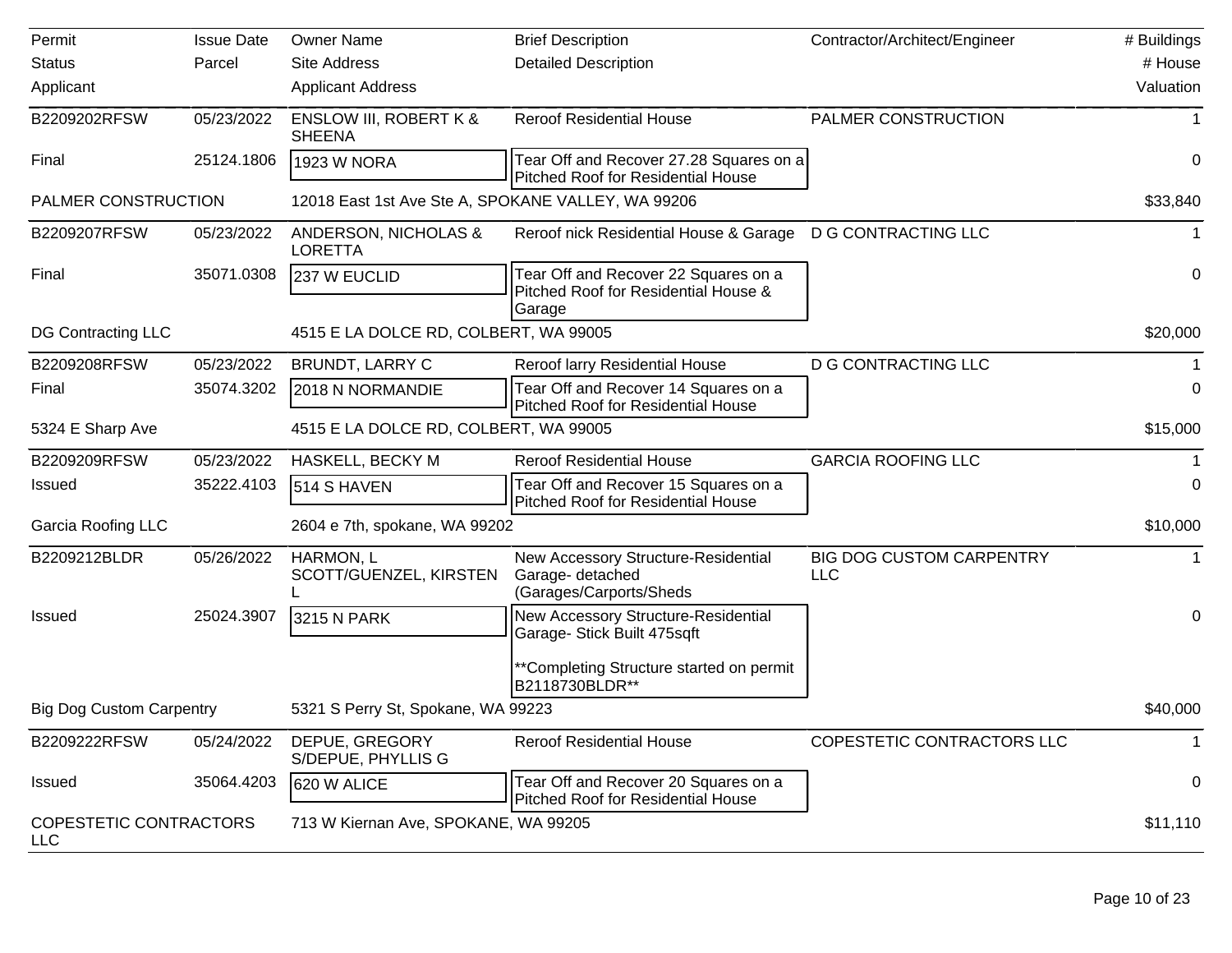| Permit | Issue Date | Owner Name | Brief Description | Contractor/Architect/Engineer | # Buildings |
|---|---|---|---|---|---|
| Status | Parcel | Site Address | Detailed Description | | # House |
| Applicant | | Applicant Address | | | Valuation |
| B2209202RFSW | 05/23/2022 | ENSLOW III, ROBERT K & SHEENA | Reroof Residential House | PALMER CONSTRUCTION | 1 |
| Final | 25124.1806 | 1923 W NORA | Tear Off and Recover 27.28 Squares on a Pitched Roof for Residential House | | 0 |
| PALMER CONSTRUCTION | | 12018 East 1st Ave Ste A, SPOKANE VALLEY, WA 99206 | | | $33,840 |
| B2209207RFSW | 05/23/2022 | ANDERSON, NICHOLAS & LORETTA | Reroof nick Residential House & Garage | D G CONTRACTING LLC | 1 |
| Final | 35071.0308 | 237 W EUCLID | Tear Off and Recover 22 Squares on a Pitched Roof for Residential House & Garage | | 0 |
| DG Contracting LLC | | 4515 E LA DOLCE RD, COLBERT, WA 99005 | | | $20,000 |
| B2209208RFSW | 05/23/2022 | BRUNDT, LARRY C | Reroof larry Residential House | D G CONTRACTING LLC | 1 |
| Final | 35074.3202 | 2018 N NORMANDIE | Tear Off and Recover 14 Squares on a Pitched Roof for Residential House | | 0 |
| 5324 E Sharp Ave | | 4515 E LA DOLCE RD, COLBERT, WA 99005 | | | $15,000 |
| B2209209RFSW | 05/23/2022 | HASKELL, BECKY M | Reroof Residential House | GARCIA ROOFING LLC | 1 |
| Issued | 35222.4103 | 514 S HAVEN | Tear Off and Recover 15 Squares on a Pitched Roof for Residential House | | 0 |
| Garcia Roofing LLC | | 2604 e 7th, spokane, WA 99202 | | | $10,000 |
| B2209212BLDR | 05/26/2022 | HARMON, L SCOTT/GUENZEL, KIRSTEN L | New Accessory Structure-Residential Garage- detached (Garages/Carports/Sheds | BIG DOG CUSTOM CARPENTRY LLC | 1 |
| Issued | 25024.3907 | 3215 N PARK | New Accessory Structure-Residential Garage- Stick Built 475sqft<br><br>**Completing Structure started on permit B2118730BLDR** | | 0 |
| Big Dog Custom Carpentry | | 5321 S Perry St, Spokane, WA 99223 | | | $40,000 |
| B2209222RFSW | 05/24/2022 | DEPUE, GREGORY S/DEPUE, PHYLLIS G | Reroof Residential House | COPESTETIC CONTRACTORS LLC | 1 |
| Issued | 35064.4203 | 620 W ALICE | Tear Off and Recover 20 Squares on a Pitched Roof for Residential House | | 0 |
| COPESTETIC CONTRACTORS LLC | | 713 W Kiernan Ave, SPOKANE, WA 99205 | | | $11,110 |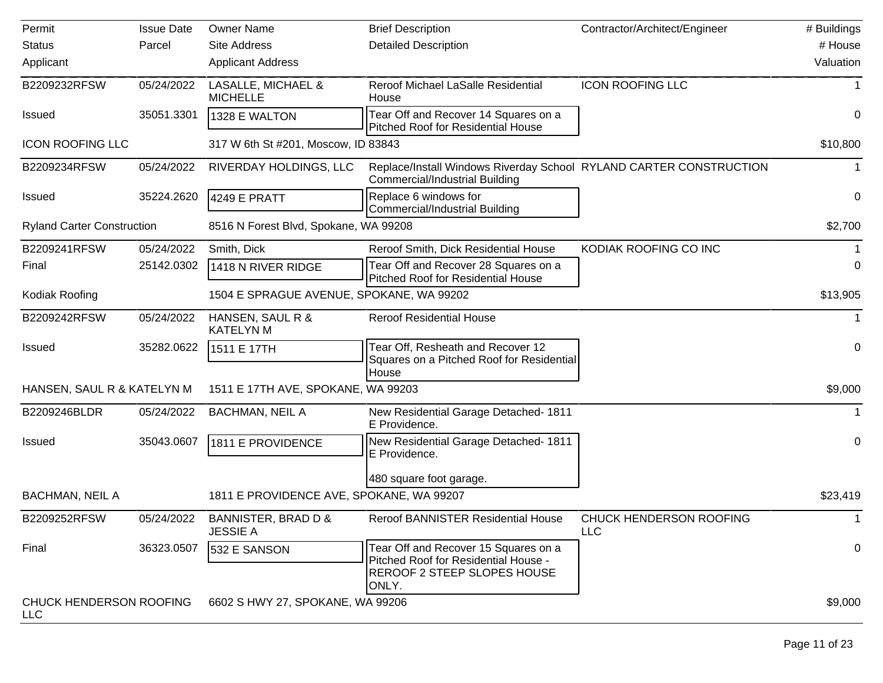| Permit<br>Status<br>Applicant | Issue Date<br>Parcel | Owner Name<br>Site Address<br>Applicant Address | Brief Description<br>Detailed Description | Contractor/Architect/Engineer | # Buildings<br># House<br>Valuation |
|---|---|---|---|---|---|
| B2209232RFSW | 05/24/2022 | LASALLE, MICHAEL & MICHELLE | Reroof Michael LaSalle Residential House | ICON ROOFING LLC | 1 |
| Issued | 35051.3301 | 1328 E WALTON | Tear Off and Recover 14 Squares on a Pitched Roof for Residential House | | 0 |
| ICON ROOFING LLC | | 317 W 6th St #201, Moscow, ID 83843 | | | $10,800 |
| B2209234RFSW | 05/24/2022 | RIVERDAY HOLDINGS, LLC | Replace/Install Windows Riverday School Commercial/Industrial Building | RYLAND CARTER CONSTRUCTION | 1 |
| Issued | 35224.2620 | 4249 E PRATT | Replace 6 windows for Commercial/Industrial Building | | 0 |
| Ryland Carter Construction | | 8516 N Forest Blvd, Spokane, WA 99208 | | | $2,700 |
| B2209241RFSW | 05/24/2022 | Smith, Dick | Reroof Smith, Dick Residential House | KODIAK ROOFING CO INC | 1 |
| Final | 25142.0302 | 1418 N RIVER RIDGE | Tear Off and Recover 28 Squares on a Pitched Roof for Residential House | | 0 |
| Kodiak Roofing | | 1504 E SPRAGUE AVENUE, SPOKANE, WA 99202 | | | $13,905 |
| B2209242RFSW | 05/24/2022 | HANSEN, SAUL R & KATELYN M | Reroof Residential House | | 1 |
| Issued | 35282.0622 | 1511 E 17TH | Tear Off, Resheath and Recover 12 Squares on a Pitched Roof for Residential House | | 0 |
| HANSEN, SAUL R & KATELYN M | | 1511 E 17TH AVE, SPOKANE, WA 99203 | | | $9,000 |
| B2209246BLDR | 05/24/2022 | BACHMAN, NEIL A | New Residential Garage Detached- 1811 E Providence. | | 1 |
| Issued | 35043.0607 | 1811 E PROVIDENCE | New Residential Garage Detached- 1811 E Providence.<br><br>480 square foot garage. | | 0 |
| BACHMAN, NEIL A | | 1811 E PROVIDENCE AVE, SPOKANE, WA 99207 | | | $23,419 |
| B2209252RFSW | 05/24/2022 | BANNISTER, BRAD D & JESSIE A | Reroof BANNISTER Residential House | CHUCK HENDERSON ROOFING LLC | 1 |
| Final | 36323.0507 | 532 E SANSON | Tear Off and Recover 15 Squares on a Pitched Roof for Residential House - REROOF 2 STEEP SLOPES HOUSE ONLY. | | 0 |
| CHUCK HENDERSON ROOFING LLC | | 6602 S HWY 27, SPOKANE, WA 99206 | | | $9,000 |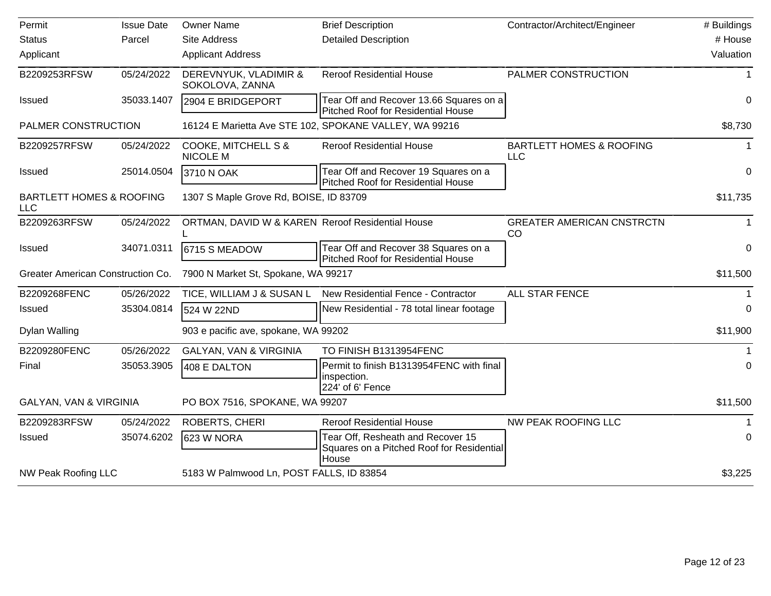| Permit<br>Status<br>Applicant | Issue Date<br>Parcel | Owner Name<br>Site Address<br>Applicant Address | Brief Description<br>Detailed Description | Contractor/Architect/Engineer | # Buildings<br># House<br>Valuation |
|---|---|---|---|---|---|
| B2209253RFSW | 05/24/2022 | DEREVNYUK, VLADIMIR & SOKOLOVA, ZANNA | Reroof Residential House | PALMER CONSTRUCTION | 1 |
| Issued | 35033.1407 | 2904 E BRIDGEPORT | Tear Off and Recover 13.66 Squares on a Pitched Roof for Residential House | | 0 |
| PALMER CONSTRUCTION | | 16124 E Marietta Ave STE 102, SPOKANE VALLEY, WA 99216 | | | $8,730 |
| B2209257RFSW | 05/24/2022 | COOKE, MITCHELL S & NICOLE M | Reroof Residential House | BARTLETT HOMES & ROOFING LLC | 1 |
| Issued | 25014.0504 | 3710 N OAK | Tear Off and Recover 19 Squares on a Pitched Roof for Residential House | | 0 |
| BARTLETT HOMES & ROOFING LLC | | 1307 S Maple Grove Rd, BOISE, ID 83709 | | | $11,735 |
| B2209263RFSW | 05/24/2022 | ORTMAN, DAVID W & KAREN L | Reroof Residential House | GREATER AMERICAN CNSTRCTN CO | 1 |
| Issued | 34071.0311 | 6715 S MEADOW | Tear Off and Recover 38 Squares on a Pitched Roof for Residential House | | 0 |
| Greater American Construction Co. | | 7900 N Market St, Spokane, WA 99217 | | | $11,500 |
| B2209268FENC | 05/26/2022 | TICE, WILLIAM J & SUSAN L | New Residential Fence - Contractor | ALL STAR FENCE | 1 |
| Issued | 35304.0814 | 524 W 22ND | New Residential - 78 total linear footage | | 0 |
| Dylan Walling | | 903 e pacific ave, spokane, WA 99202 | | | $11,900 |
| B2209280FENC | 05/26/2022 | GALYAN, VAN & VIRGINIA | TO FINISH B1313954FENC | | 1 |
| Final | 35053.3905 | 408 E DALTON | Permit to finish B1313954FENC with final inspection.<br>224' of 6' Fence | | 0 |
| GALYAN, VAN & VIRGINIA | | PO BOX 7516, SPOKANE, WA 99207 | | | $11,500 |
| B2209283RFSW | 05/24/2022 | ROBERTS, CHERI | Reroof Residential House | NW PEAK ROOFING LLC | 1 |
| Issued | 35074.6202 | 623 W NORA | Tear Off, Resheath and Recover 15 Squares on a Pitched Roof for Residential House | | 0 |
| NW Peak Roofing LLC | | 5183 W Palmwood Ln, POST FALLS, ID 83854 | | | $3,225 |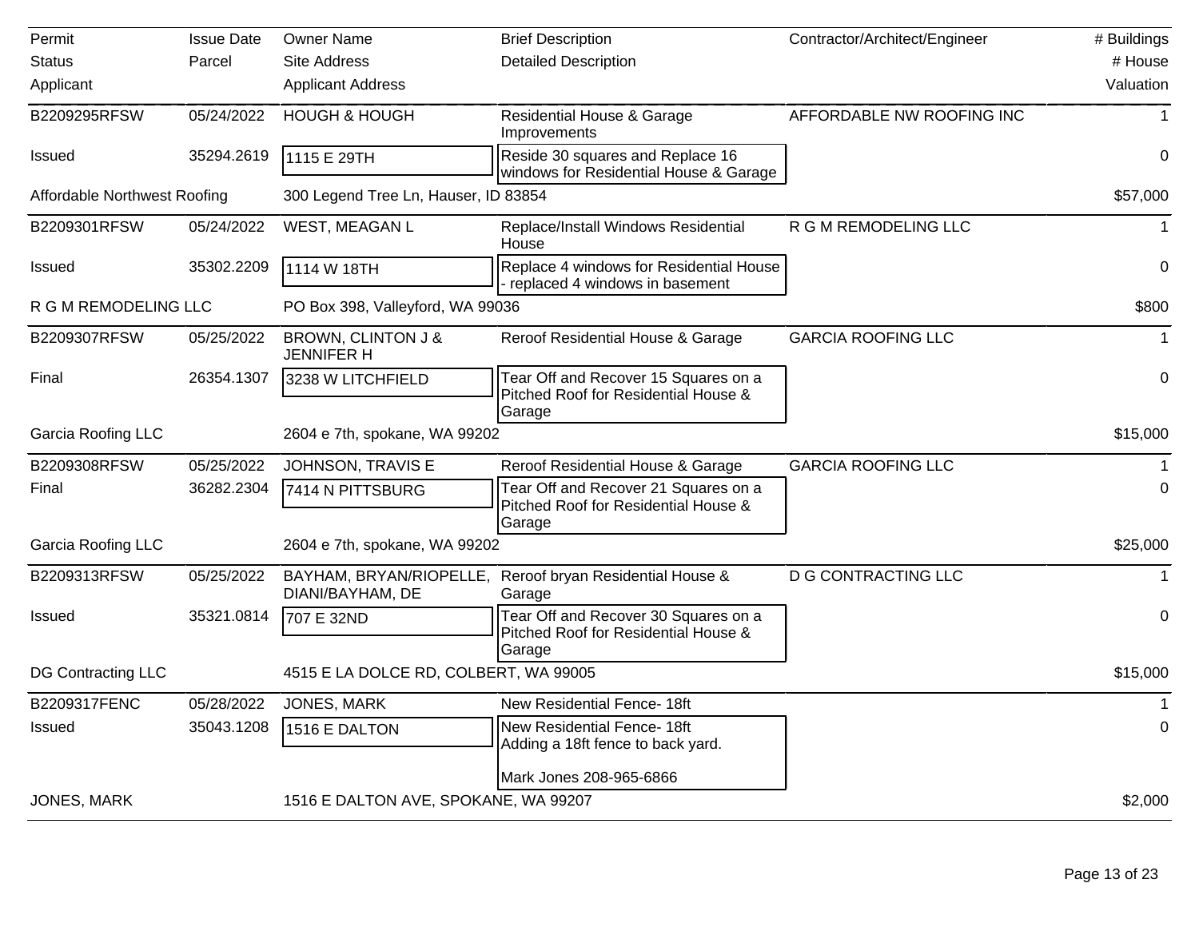| Permit<br>Status<br>Applicant | Issue Date<br>Parcel | Owner Name<br>Site Address<br>Applicant Address | Brief Description<br>Detailed Description | Contractor/Architect/Engineer | # Buildings<br># House<br>Valuation |
|---|---|---|---|---|---|
| B2209295RFSW | 05/24/2022 | HOUGH & HOUGH | Residential House & Garage Improvements | AFFORDABLE NW ROOFING INC | 1 |
| Issued | 35294.2619 | 1115 E 29TH | Reside 30 squares and Replace 16 windows for Residential House & Garage | | 0 |
| Affordable Northwest Roofing | | 300 Legend Tree Ln, Hauser, ID 83854 | | | $57,000 |
| B2209301RFSW | 05/24/2022 | WEST, MEAGAN L | Replace/Install Windows Residential House | R G M REMODELING LLC | 1 |
| Issued | 35302.2209 | 1114 W 18TH | Replace 4 windows for Residential House - replaced 4 windows in basement | | 0 |
| R G M REMODELING LLC | | PO Box 398, Valleyford, WA 99036 | | | $800 |
| B2209307RFSW | 05/25/2022 | BROWN, CLINTON J & JENNIFER H | Reroof Residential House & Garage | GARCIA ROOFING LLC | 1 |
| Final | 26354.1307 | 3238 W LITCHFIELD | Tear Off and Recover 15 Squares on a Pitched Roof for Residential House & Garage | | 0 |
| Garcia Roofing LLC | | 2604 e 7th, spokane, WA 99202 | | | $15,000 |
| B2209308RFSW | 05/25/2022 | JOHNSON, TRAVIS E | Reroof Residential House & Garage | GARCIA ROOFING LLC | 1 |
| Final | 36282.2304 | 7414 N PITTSBURG | Tear Off and Recover 21 Squares on a Pitched Roof for Residential House & Garage | | 0 |
| Garcia Roofing LLC | | 2604 e 7th, spokane, WA 99202 | | | $25,000 |
| B2209313RFSW | 05/25/2022 | BAYHAM, BRYAN/RIOPELLE, DIANI/BAYHAM, DE | Reroof bryan Residential House & Garage | D G CONTRACTING LLC | 1 |
| Issued | 35321.0814 | 707 E 32ND | Tear Off and Recover 30 Squares on a Pitched Roof for Residential House & Garage | | 0 |
| DG Contracting LLC | | 4515 E LA DOLCE RD, COLBERT, WA 99005 | | | $15,000 |
| B2209317FENC | 05/28/2022 | JONES, MARK | New Residential Fence- 18ft | | 1 |
| Issued | 35043.1208 | 1516 E DALTON | New Residential Fence- 18ft<br>Adding a 18ft fence to back yard.<br><br>Mark Jones 208-965-6866 | | 0 |
| JONES, MARK | | 1516 E DALTON AVE, SPOKANE, WA 99207 | | | $2,000 |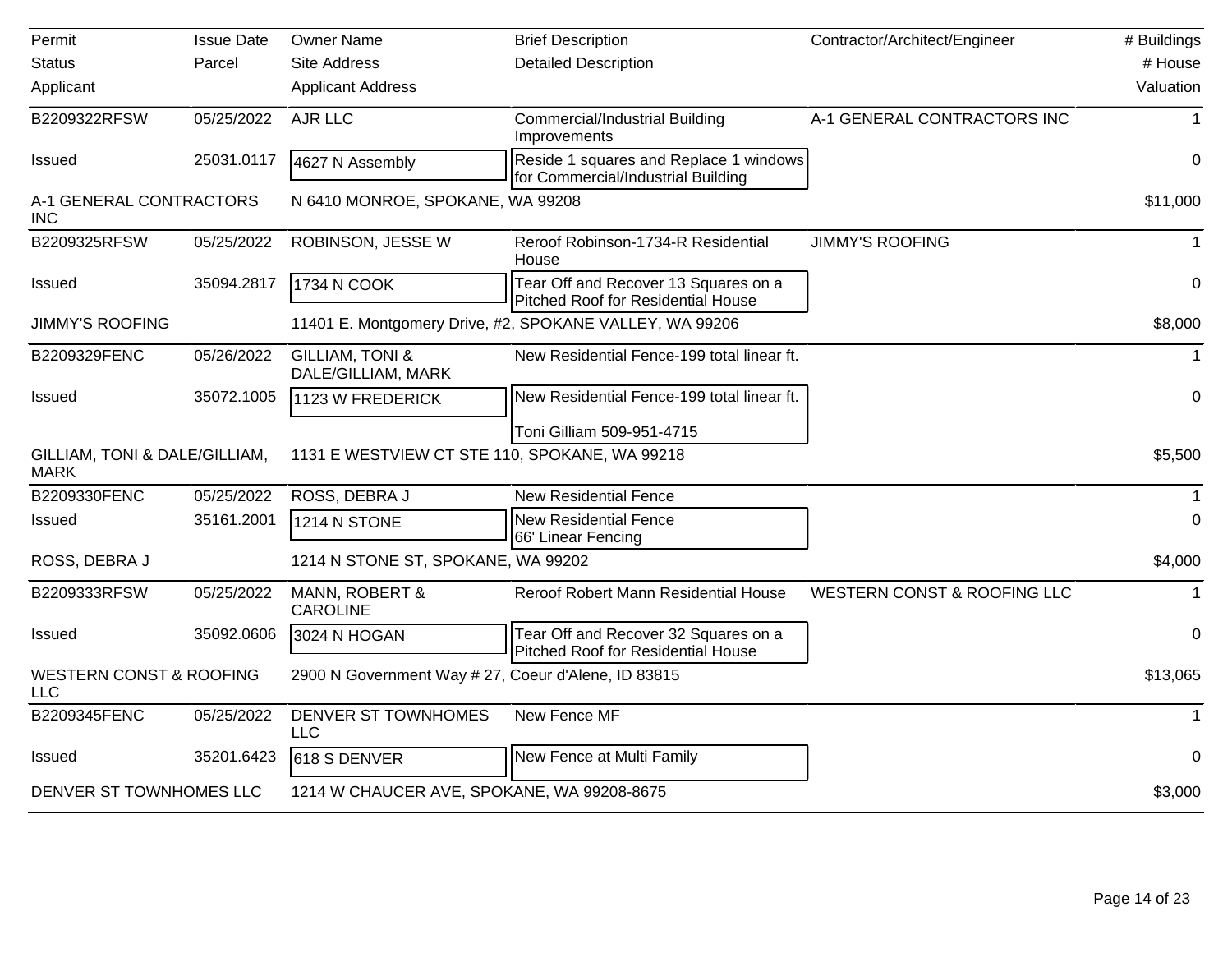| Permit<br>Status<br>Applicant | Issue Date<br>Parcel | Owner Name<br>Site Address<br>Applicant Address | Brief Description<br>Detailed Description | Contractor/Architect/Engineer | # Buildings<br># House<br>Valuation |
|---|---|---|---|---|---|
| B2209322RFSW | 05/25/2022 | AJR LLC | Commercial/Industrial Building Improvements | A-1 GENERAL CONTRACTORS INC | 1 |
| Issued | 25031.0117 | 4627 N Assembly | Reside 1 squares and Replace 1 windows for Commercial/Industrial Building | | 0 |
| A-1 GENERAL CONTRACTORS INC | | N 6410 MONROE, SPOKANE, WA 99208 | | | $11,000 |
| B2209325RFSW | 05/25/2022 | ROBINSON, JESSE W | Reroof Robinson-1734-R Residential House | JIMMY'S ROOFING | 1 |
| Issued | 35094.2817 | 1734 N COOK | Tear Off and Recover 13 Squares on a Pitched Roof for Residential House | | 0 |
| JIMMY'S ROOFING | | 11401 E. Montgomery Drive, #2, SPOKANE VALLEY, WA 99206 | | | $8,000 |
| B2209329FENC | 05/26/2022 | GILLIAM, TONI & DALE/GILLIAM, MARK | New Residential Fence-199 total linear ft. | | 1 |
| Issued | 35072.1005 | 1123 W FREDERICK | New Residential Fence-199 total linear ft.<br><br>Toni Gilliam 509-951-4715 | | 0 |
| GILLIAM, TONI & DALE/GILLIAM, MARK | | 1131 E WESTVIEW CT STE 110, SPOKANE, WA 99218 | | | $5,500 |
| B2209330FENC | 05/25/2022 | ROSS, DEBRA J | New Residential Fence | | 1 |
| Issued | 35161.2001 | 1214 N STONE | New Residential Fence<br>66' Linear Fencing | | 0 |
| ROSS, DEBRA J | | 1214 N STONE ST, SPOKANE, WA 99202 | | | $4,000 |
| B2209333RFSW | 05/25/2022 | MANN, ROBERT & CAROLINE | Reroof Robert Mann Residential House | WESTERN CONST & ROOFING LLC | 1 |
| Issued | 35092.0606 | 3024 N HOGAN | Tear Off and Recover 32 Squares on a Pitched Roof for Residential House | | 0 |
| WESTERN CONST & ROOFING LLC | | 2900 N Government Way # 27, Coeur d'Alene, ID 83815 | | | $13,065 |
| B2209345FENC | 05/25/2022 | DENVER ST TOWNHOMES LLC | New Fence MF | | 1 |
| Issued | 35201.6423 | 618 S DENVER | New Fence at Multi Family | | 0 |
| DENVER ST TOWNHOMES LLC | | 1214 W CHAUCER AVE, SPOKANE, WA 99208-8675 | | | $3,000 |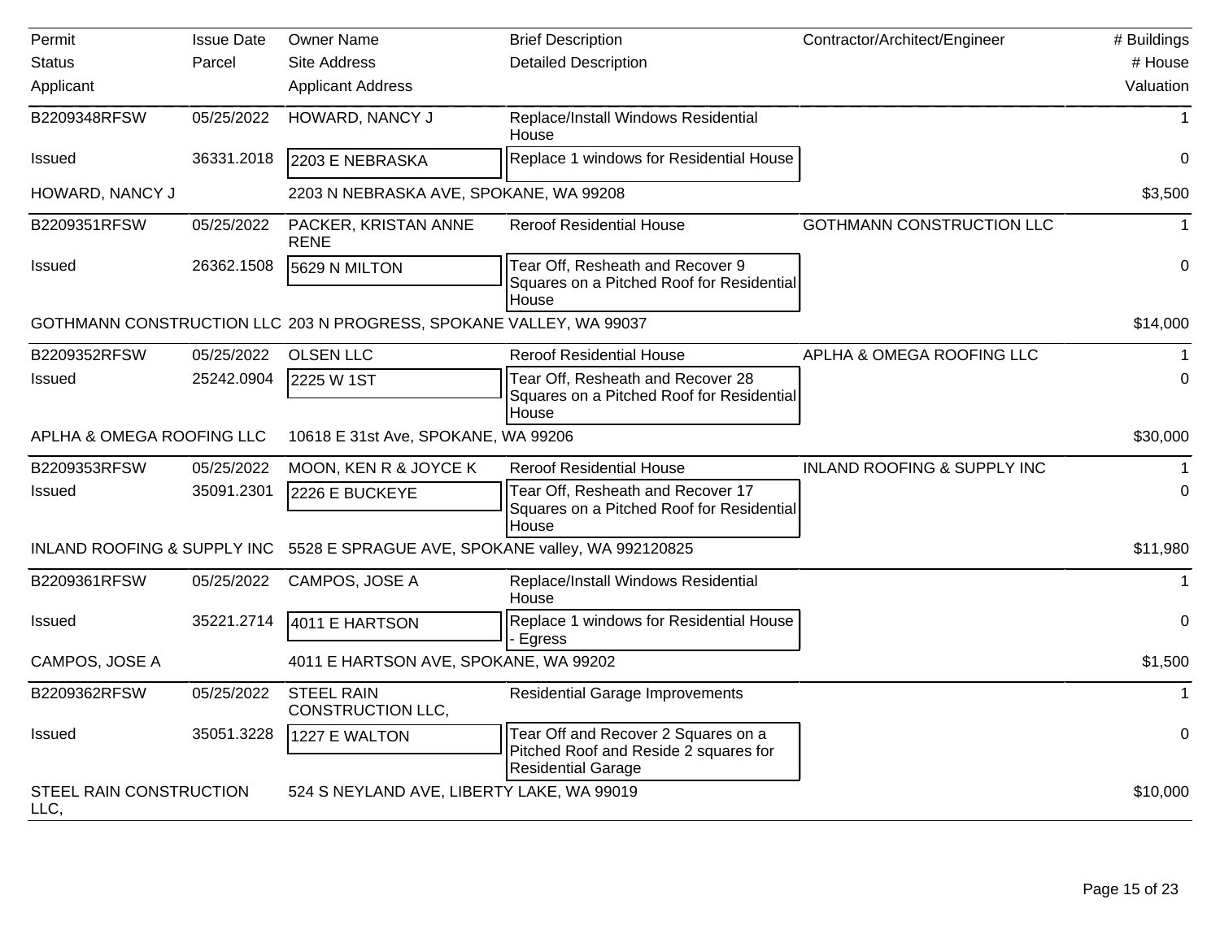| Permit | Issue Date | Owner Name | Brief Description | Contractor/Architect/Engineer | # Buildings |
|---|---|---|---|---|---|
| Status | Parcel | Site Address | Detailed Description | | # House |
| Applicant | | Applicant Address | | | Valuation |
| B2209348RFSW | 05/25/2022 | HOWARD, NANCY J | Replace/Install Windows Residential House | | 1 |
| Issued | 36331.2018 | 2203 E NEBRASKA | Replace 1 windows for Residential House | | 0 |
| HOWARD, NANCY J | | 2203 N NEBRASKA AVE, SPOKANE, WA 99208 | | | $3,500 |
| B2209351RFSW | 05/25/2022 | PACKER, KRISTAN ANNE RENE | Reroof Residential House | GOTHMANN CONSTRUCTION LLC | 1 |
| Issued | 26362.1508 | 5629 N MILTON | Tear Off, Resheath and Recover 9 Squares on a Pitched Roof for Residential House | | 0 |
| GOTHMANN CONSTRUCTION LLC | | 203 N PROGRESS, SPOKANE VALLEY, WA 99037 | | | $14,000 |
| B2209352RFSW | 05/25/2022 | OLSEN LLC | Reroof Residential House | APLHA & OMEGA ROOFING LLC | 1 |
| Issued | 25242.0904 | 2225 W 1ST | Tear Off, Resheath and Recover 28 Squares on a Pitched Roof for Residential House | | 0 |
| APLHA & OMEGA ROOFING LLC | | 10618 E 31st Ave, SPOKANE, WA 99206 | | | $30,000 |
| B2209353RFSW | 05/25/2022 | MOON, KEN R & JOYCE K | Reroof Residential House | INLAND ROOFING & SUPPLY INC | 1 |
| Issued | 35091.2301 | 2226 E BUCKEYE | Tear Off, Resheath and Recover 17 Squares on a Pitched Roof for Residential House | | 0 |
| INLAND ROOFING & SUPPLY INC | | 5528 E SPRAGUE AVE, SPOKANE valley, WA 992120825 | | | $11,980 |
| B2209361RFSW | 05/25/2022 | CAMPOS, JOSE A | Replace/Install Windows Residential House | | 1 |
| Issued | 35221.2714 | 4011 E HARTSON | Replace 1 windows for Residential House - Egress | | 0 |
| CAMPOS, JOSE A | | 4011 E HARTSON AVE, SPOKANE, WA 99202 | | | $1,500 |
| B2209362RFSW | 05/25/2022 | STEEL RAIN CONSTRUCTION LLC, | Residential Garage Improvements | | 1 |
| Issued | 35051.3228 | 1227 E WALTON | Tear Off and Recover 2 Squares on a Pitched Roof and Reside 2 squares for Residential Garage | | 0 |
| STEEL RAIN CONSTRUCTION LLC, | | 524 S NEYLAND AVE, LIBERTY LAKE, WA 99019 | | | $10,000 |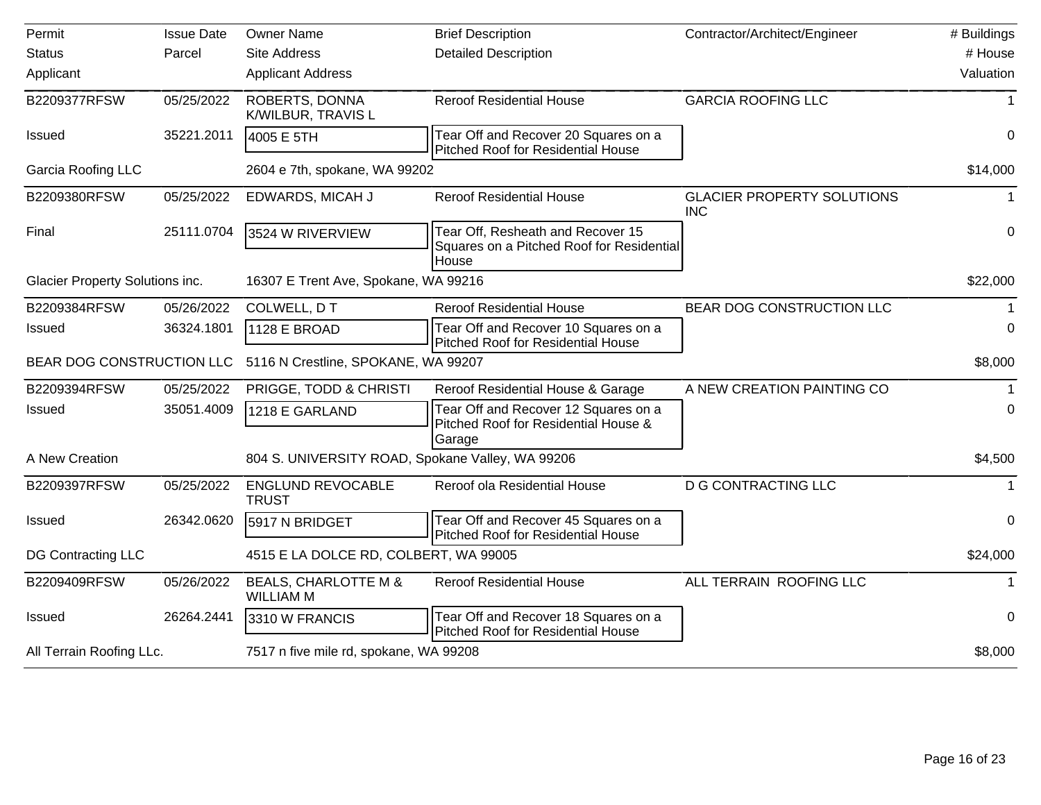| Permit<br>Status<br>Applicant | Issue Date<br>Parcel | Owner Name<br>Site Address<br>Applicant Address | Brief Description<br>Detailed Description | Contractor/Architect/Engineer | # Buildings<br># House<br>Valuation |
|---|---|---|---|---|---|
| B2209377RFSW | 05/25/2022 | ROBERTS, DONNA K/WILBUR, TRAVIS L | Reroof Residential House | GARCIA ROOFING LLC | 1 |
| Issued | 35221.2011 | 4005 E 5TH | Tear Off and Recover 20 Squares on a Pitched Roof for Residential House | | 0 |
| Garcia Roofing LLC | | 2604 e 7th, spokane, WA 99202 | | | $14,000 |
| B2209380RFSW | 05/25/2022 | EDWARDS, MICAH J | Reroof Residential House | GLACIER PROPERTY SOLUTIONS INC | 1 |
| Final | 25111.0704 | 3524 W RIVERVIEW | Tear Off, Resheath and Recover 15 Squares on a Pitched Roof for Residential House | | 0 |
| Glacier Property Solutions inc. | | 16307 E Trent Ave, Spokane, WA 99216 | | | $22,000 |
| B2209384RFSW | 05/26/2022 | COLWELL, D T | Reroof Residential House | BEAR DOG CONSTRUCTION LLC | 1 |
| Issued | 36324.1801 | 1128 E BROAD | Tear Off and Recover 10 Squares on a Pitched Roof for Residential House | | 0 |
| BEAR DOG CONSTRUCTION LLC | | 5116 N Crestline, SPOKANE, WA 99207 | | | $8,000 |
| B2209394RFSW | 05/25/2022 | PRIGGE, TODD & CHRISTI | Reroof Residential House & Garage | A NEW CREATION PAINTING CO | 1 |
| Issued | 35051.4009 | 1218 E GARLAND | Tear Off and Recover 12 Squares on a Pitched Roof for Residential House & Garage | | 0 |
| A New Creation | | 804 S. UNIVERSITY ROAD, Spokane Valley, WA 99206 | | | $4,500 |
| B2209397RFSW | 05/25/2022 | ENGLUND REVOCABLE TRUST | Reroof ola Residential House | D G CONTRACTING LLC | 1 |
| Issued | 26342.0620 | 5917 N BRIDGET | Tear Off and Recover 45 Squares on a Pitched Roof for Residential House | | 0 |
| DG Contracting LLC | | 4515 E LA DOLCE RD, COLBERT, WA 99005 | | | $24,000 |
| B2209409RFSW | 05/26/2022 | BEALS, CHARLOTTE M & WILLIAM M | Reroof Residential House | ALL TERRAIN ROOFING LLC | 1 |
| Issued | 26264.2441 | 3310 W FRANCIS | Tear Off and Recover 18 Squares on a Pitched Roof for Residential House | | 0 |
| All Terrain Roofing LLc. | | 7517 n five mile rd, spokane, WA 99208 | | | $8,000 |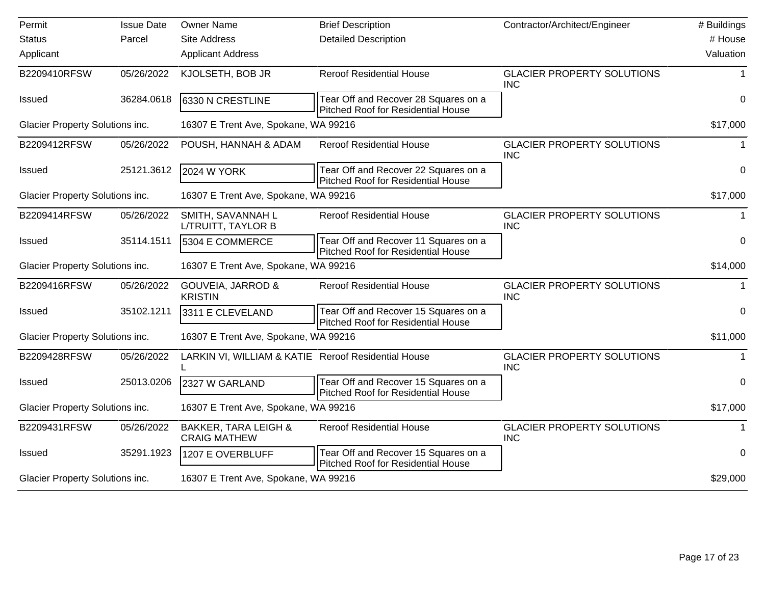| Permit<br>Status<br>Applicant | Issue Date<br>Parcel | Owner Name<br>Site Address<br>Applicant Address | Brief Description<br>Detailed Description | Contractor/Architect/Engineer | # Buildings<br># House<br>Valuation |
|---|---|---|---|---|---|
| B2209410RFSW | 05/26/2022 | KJOLSETH, BOB JR | Reroof Residential House | GLACIER PROPERTY SOLUTIONS INC | 1 |
| Issued | 36284.0618 | 6330 N CRESTLINE | Tear Off and Recover 28 Squares on a Pitched Roof for Residential House | | 0 |
| Glacier Property Solutions inc. | | 16307 E Trent Ave, Spokane, WA 99216 | | | $17,000 |
| B2209412RFSW | 05/26/2022 | POUSH, HANNAH & ADAM | Reroof Residential House | GLACIER PROPERTY SOLUTIONS INC | 1 |
| Issued | 25121.3612 | 2024 W YORK | Tear Off and Recover 22 Squares on a Pitched Roof for Residential House | | 0 |
| Glacier Property Solutions inc. | | 16307 E Trent Ave, Spokane, WA 99216 | | | $17,000 |
| B2209414RFSW | 05/26/2022 | SMITH, SAVANNAH L L/TRUITT, TAYLOR B | Reroof Residential House | GLACIER PROPERTY SOLUTIONS INC | 1 |
| Issued | 35114.1511 | 5304 E COMMERCE | Tear Off and Recover 11 Squares on a Pitched Roof for Residential House | | 0 |
| Glacier Property Solutions inc. | | 16307 E Trent Ave, Spokane, WA 99216 | | | $14,000 |
| B2209416RFSW | 05/26/2022 | GOUVEIA, JARROD & KRISTIN | Reroof Residential House | GLACIER PROPERTY SOLUTIONS INC | 1 |
| Issued | 35102.1211 | 3311 E CLEVELAND | Tear Off and Recover 15 Squares on a Pitched Roof for Residential House | | 0 |
| Glacier Property Solutions inc. | | 16307 E Trent Ave, Spokane, WA 99216 | | | $11,000 |
| B2209428RFSW | 05/26/2022 | LARKIN VI, WILLIAM & KATIE L | Reroof Residential House | GLACIER PROPERTY SOLUTIONS INC | 1 |
| Issued | 25013.0206 | 2327 W GARLAND | Tear Off and Recover 15 Squares on a Pitched Roof for Residential House | | 0 |
| Glacier Property Solutions inc. | | 16307 E Trent Ave, Spokane, WA 99216 | | | $17,000 |
| B2209431RFSW | 05/26/2022 | BAKKER, TARA LEIGH & CRAIG MATHEW | Reroof Residential House | GLACIER PROPERTY SOLUTIONS INC | 1 |
| Issued | 35291.1923 | 1207 E OVERBLUFF | Tear Off and Recover 15 Squares on a Pitched Roof for Residential House | | 0 |
| Glacier Property Solutions inc. | | 16307 E Trent Ave, Spokane, WA 99216 | | | $29,000 |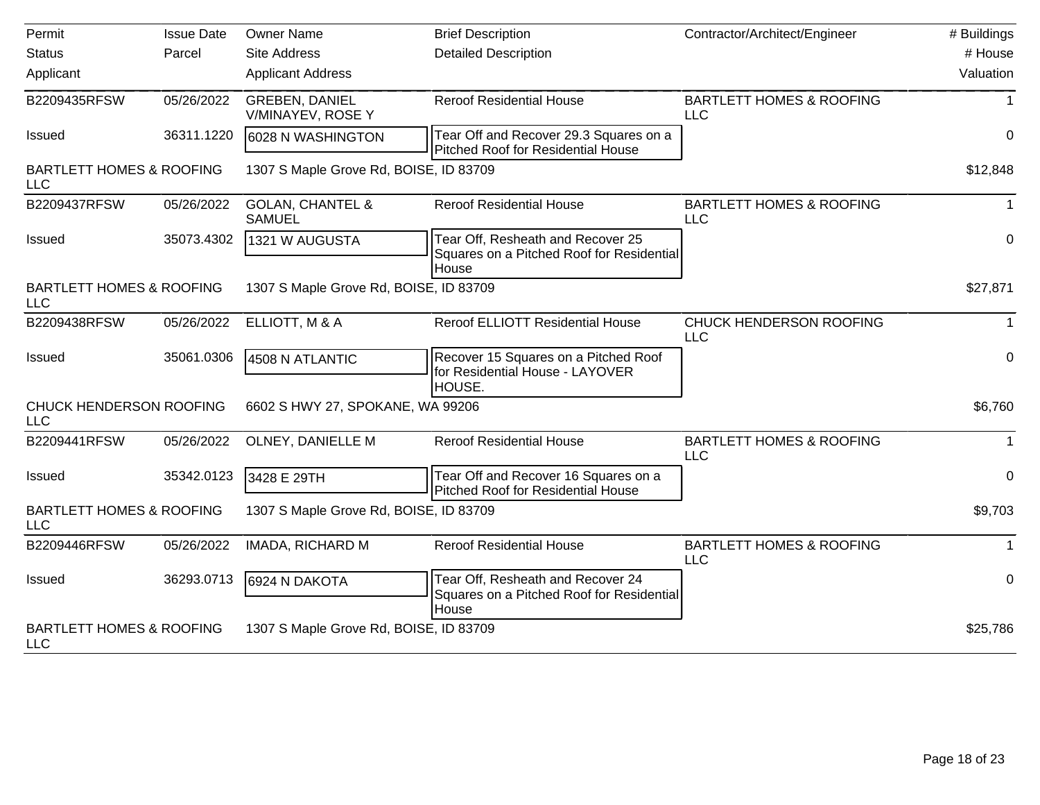| Permit<br>Status<br>Applicant | Issue Date<br>Parcel | Owner Name<br>Site Address<br>Applicant Address | Brief Description<br>Detailed Description | Contractor/Architect/Engineer | # Buildings<br># House<br>Valuation |
|---|---|---|---|---|---|
| B2209435RFSW | 05/26/2022 | GREBEN, DANIEL V/MINAYEV, ROSE Y | Reroof Residential House | BARTLETT HOMES & ROOFING LLC | 1 |
| Issued | 36311.1220 | 6028 N WASHINGTON | Tear Off and Recover 29.3 Squares on a Pitched Roof for Residential House | | 0 |
| BARTLETT HOMES & ROOFING LLC | | 1307 S Maple Grove Rd, BOISE, ID 83709 | | | $12,848 |
| B2209437RFSW | 05/26/2022 | GOLAN, CHANTEL & SAMUEL | Reroof Residential House | BARTLETT HOMES & ROOFING LLC | 1 |
| Issued | 35073.4302 | 1321 W AUGUSTA | Tear Off, Resheath and Recover 25 Squares on a Pitched Roof for Residential House | | 0 |
| BARTLETT HOMES & ROOFING LLC | | 1307 S Maple Grove Rd, BOISE, ID 83709 | | | $27,871 |
| B2209438RFSW | 05/26/2022 | ELLIOTT, M & A | Reroof ELLIOTT Residential House | CHUCK HENDERSON ROOFING LLC | 1 |
| Issued | 35061.0306 | 4508 N ATLANTIC | Recover 15 Squares on a Pitched Roof for Residential House - LAYOVER HOUSE. | | 0 |
| CHUCK HENDERSON ROOFING LLC | | 6602 S HWY 27, SPOKANE, WA 99206 | | | $6,760 |
| B2209441RFSW | 05/26/2022 | OLNEY, DANIELLE M | Reroof Residential House | BARTLETT HOMES & ROOFING LLC | 1 |
| Issued | 35342.0123 | 3428 E 29TH | Tear Off and Recover 16 Squares on a Pitched Roof for Residential House | | 0 |
| BARTLETT HOMES & ROOFING LLC | | 1307 S Maple Grove Rd, BOISE, ID 83709 | | | $9,703 |
| B2209446RFSW | 05/26/2022 | IMADA, RICHARD M | Reroof Residential House | BARTLETT HOMES & ROOFING LLC | 1 |
| Issued | 36293.0713 | 6924 N DAKOTA | Tear Off, Resheath and Recover 24 Squares on a Pitched Roof for Residential House | | 0 |
| BARTLETT HOMES & ROOFING LLC | | 1307 S Maple Grove Rd, BOISE, ID 83709 | | | $25,786 |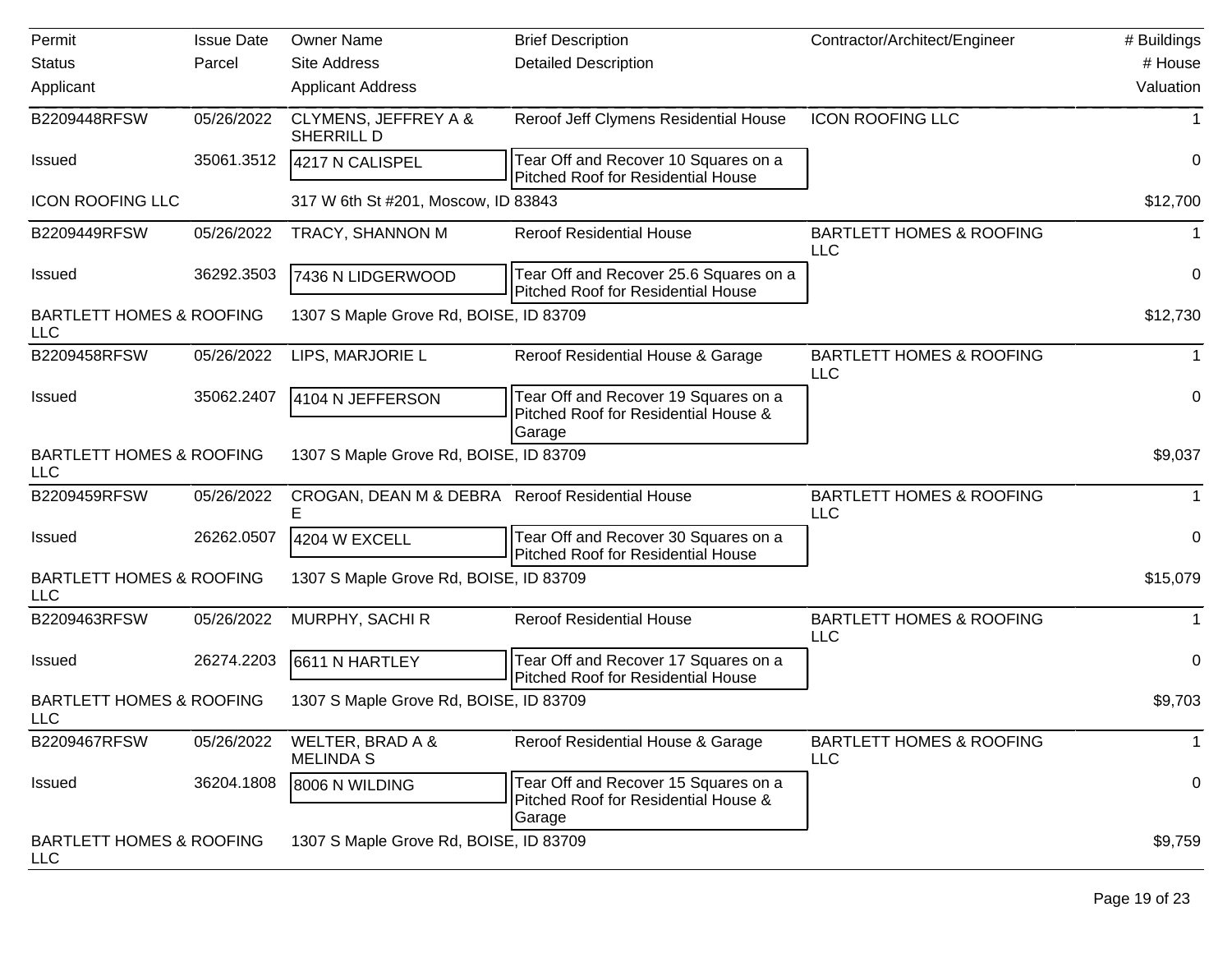| Permit<br>Status<br>Applicant | Issue Date<br>Parcel | Owner Name<br>Site Address<br>Applicant Address | Brief Description<br>Detailed Description | Contractor/Architect/Engineer | # Buildings<br># House<br>Valuation |
|---|---|---|---|---|---|
| B2209448RFSW | 05/26/2022 | CLYMENS, JEFFREY A & SHERRILL D | Reroof Jeff Clymens Residential House | ICON ROOFING LLC | 1 |
| Issued | 35061.3512 | 4217 N CALISPEL | Tear Off and Recover 10 Squares on a Pitched Roof for Residential House | | 0 |
| ICON ROOFING LLC | | 317 W 6th St #201, Moscow, ID 83843 | | | $12,700 |
| B2209449RFSW | 05/26/2022 | TRACY, SHANNON M | Reroof Residential House | BARTLETT HOMES & ROOFING LLC | 1 |
| Issued | 36292.3503 | 7436 N LIDGERWOOD | Tear Off and Recover 25.6 Squares on a Pitched Roof for Residential House | | 0 |
| BARTLETT HOMES & ROOFING LLC | | 1307 S Maple Grove Rd, BOISE, ID 83709 | | | $12,730 |
| B2209458RFSW | 05/26/2022 | LIPS, MARJORIE L | Reroof Residential House & Garage | BARTLETT HOMES & ROOFING LLC | 1 |
| Issued | 35062.2407 | 4104 N JEFFERSON | Tear Off and Recover 19 Squares on a Pitched Roof for Residential House & Garage | | 0 |
| BARTLETT HOMES & ROOFING LLC | | 1307 S Maple Grove Rd, BOISE, ID 83709 | | | $9,037 |
| B2209459RFSW | 05/26/2022 | CROGAN, DEAN M & DEBRA E | Reroof Residential House | BARTLETT HOMES & ROOFING LLC | 1 |
| Issued | 26262.0507 | 4204 W EXCELL | Tear Off and Recover 30 Squares on a Pitched Roof for Residential House | | 0 |
| BARTLETT HOMES & ROOFING LLC | | 1307 S Maple Grove Rd, BOISE, ID 83709 | | | $15,079 |
| B2209463RFSW | 05/26/2022 | MURPHY, SACHI R | Reroof Residential House | BARTLETT HOMES & ROOFING LLC | 1 |
| Issued | 26274.2203 | 6611 N HARTLEY | Tear Off and Recover 17 Squares on a Pitched Roof for Residential House | | 0 |
| BARTLETT HOMES & ROOFING LLC | | 1307 S Maple Grove Rd, BOISE, ID 83709 | | | $9,703 |
| B2209467RFSW | 05/26/2022 | WELTER, BRAD A & MELINDA S | Reroof Residential House & Garage | BARTLETT HOMES & ROOFING LLC | 1 |
| Issued | 36204.1808 | 8006 N WILDING | Tear Off and Recover 15 Squares on a Pitched Roof for Residential House & Garage | | 0 |
| BARTLETT HOMES & ROOFING LLC | | 1307 S Maple Grove Rd, BOISE, ID 83709 | | | $9,759 |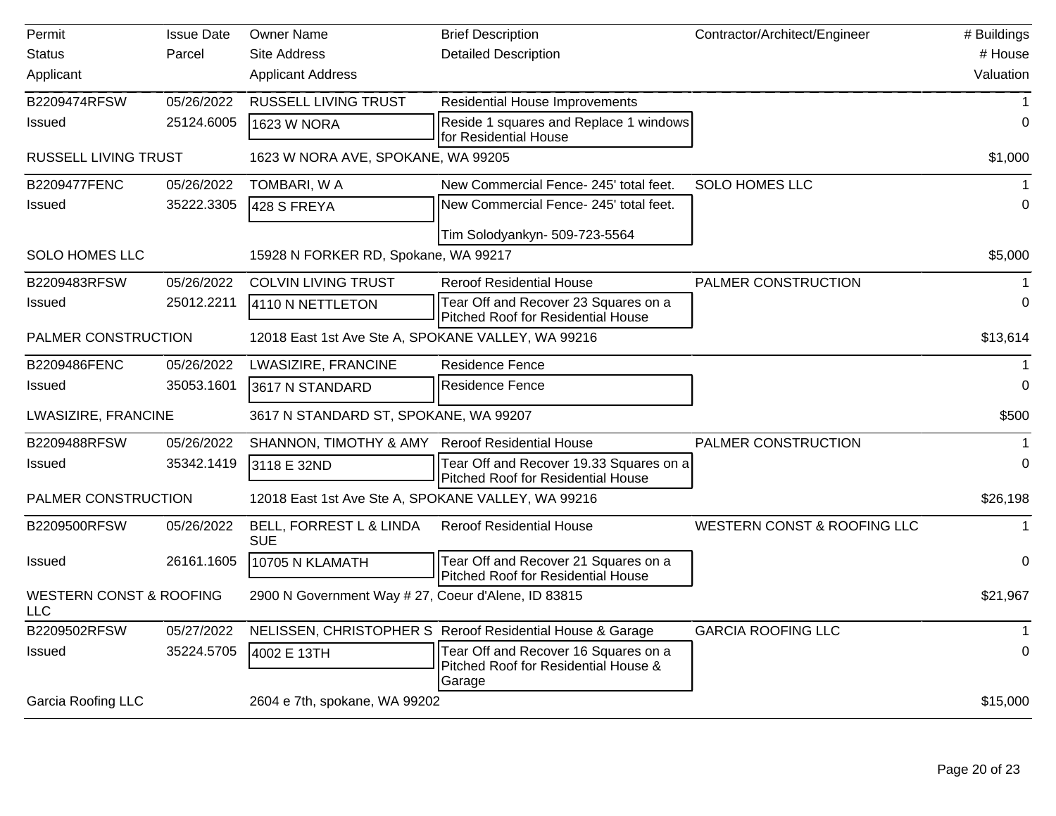| Permit<br>Status<br>Applicant | Issue Date<br>Parcel | Owner Name<br>Site Address<br>Applicant Address | Brief Description<br>Detailed Description | Contractor/Architect/Engineer | # Buildings<br># House<br>Valuation |
|---|---|---|---|---|---|
| B2209474RFSW<br>Issued<br>RUSSELL LIVING TRUST | 05/26/2022<br>25124.6005 | RUSSELL LIVING TRUST<br>1623 W NORA<br>1623 W NORA AVE, SPOKANE, WA 99205 | Residential House Improvements<br>Reside 1 squares and Replace 1 windows for Residential House | | 1<br>0<br>$1,000 |
| B2209477FENC<br>Issued<br>SOLO HOMES LLC | 05/26/2022<br>35222.3305 | TOMBARI, W A<br>428 S FREYA<br>15928 N FORKER RD, Spokane, WA 99217 | New Commercial Fence- 245' total feet.<br>New Commercial Fence- 245' total feet.<br><br>Tim Solodyankyn- 509-723-5564 | SOLO HOMES LLC | 1<br>0<br>$5,000 |
| B2209483RFSW<br>Issued<br>PALMER CONSTRUCTION | 05/26/2022<br>25012.2211 | COLVIN LIVING TRUST<br>4110 N NETTLETON<br>12018 East 1st Ave Ste A, SPOKANE VALLEY, WA 99216 | Reroof Residential House<br>Tear Off and Recover 23 Squares on a Pitched Roof for Residential House | PALMER CONSTRUCTION | 1<br>0<br>$13,614 |
| B2209486FENC<br>Issued<br>LWASIZIRE, FRANCINE | 05/26/2022<br>35053.1601 | LWASIZIRE, FRANCINE<br>3617 N STANDARD<br>3617 N STANDARD ST, SPOKANE, WA 99207 | Residence Fence<br>Residence Fence | | 1<br>0<br>$500 |
| B2209488RFSW<br>Issued<br>PALMER CONSTRUCTION | 05/26/2022<br>35342.1419 | SHANNON, TIMOTHY & AMY<br>3118 E 32ND<br>12018 East 1st Ave Ste A, SPOKANE VALLEY, WA 99216 | Reroof Residential House<br>Tear Off and Recover 19.33 Squares on a Pitched Roof for Residential House | PALMER CONSTRUCTION | 1<br>0<br>$26,198 |
| B2209500RFSW<br>Issued<br>WESTERN CONST & ROOFING LLC | 05/26/2022<br>26161.1605 | BELL, FORREST L & LINDA SUE<br>10705 N KLAMATH<br>2900 N Government Way # 27, Coeur d'Alene, ID 83815 | Reroof Residential House<br>Tear Off and Recover 21 Squares on a Pitched Roof for Residential House | WESTERN CONST & ROOFING LLC | 1<br>0<br>$21,967 |
| B2209502RFSW<br>Issued<br>Garcia Roofing LLC | 05/27/2022<br>35224.5705 | NELISSEN, CHRISTOPHER S<br>4002 E 13TH<br>2604 e 7th, spokane, WA 99202 | Reroof Residential House & Garage<br>Tear Off and Recover 16 Squares on a Pitched Roof for Residential House & Garage | GARCIA ROOFING LLC | 1<br>0<br>$15,000 |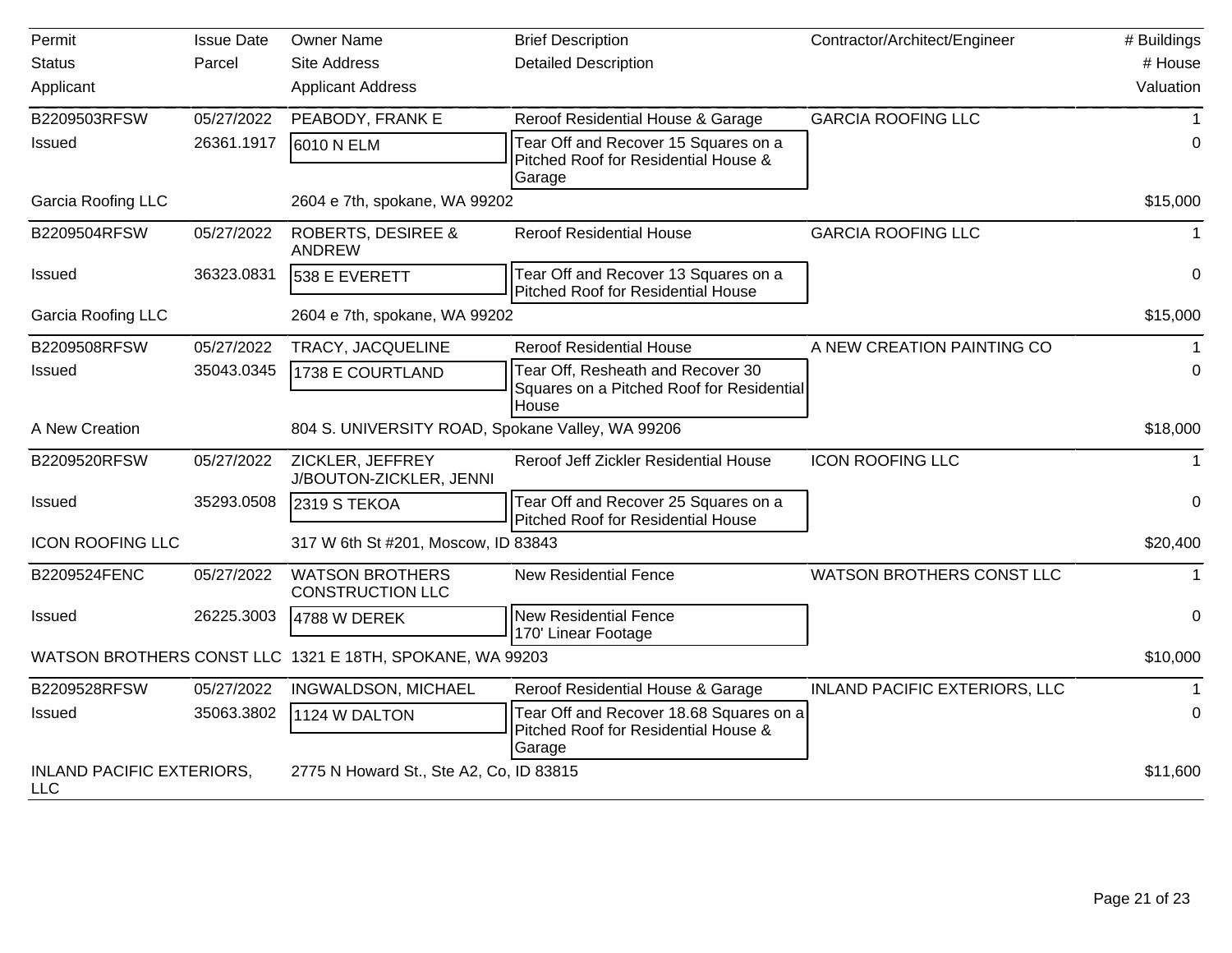| Permit<br>Status<br>Applicant | Issue Date<br>Parcel | Owner Name<br>Site Address<br>Applicant Address | Brief Description<br>Detailed Description | Contractor/Architect/Engineer | # Buildings<br># House<br>Valuation |
|---|---|---|---|---|---|
| B2209503RFSW | 05/27/2022 | PEABODY, FRANK E | Reroof Residential House & Garage | GARCIA ROOFING LLC | 1 |
| Issued | 26361.1917 | 6010 N ELM | Tear Off and Recover 15 Squares on a Pitched Roof for Residential House & Garage | | 0 |
| Garcia Roofing LLC | | 2604 e 7th, spokane, WA 99202 | | | $15,000 |
| B2209504RFSW | 05/27/2022 | ROBERTS, DESIREE & ANDREW | Reroof Residential House | GARCIA ROOFING LLC | 1 |
| Issued | 36323.0831 | 538 E EVERETT | Tear Off and Recover 13 Squares on a Pitched Roof for Residential House | | 0 |
| Garcia Roofing LLC | | 2604 e 7th, spokane, WA 99202 | | | $15,000 |
| B2209508RFSW | 05/27/2022 | TRACY, JACQUELINE | Reroof Residential House | A NEW CREATION PAINTING CO | 1 |
| Issued | 35043.0345 | 1738 E COURTLAND | Tear Off, Resheath and Recover 30 Squares on a Pitched Roof for Residential House | | 0 |
| A New Creation | | 804 S. UNIVERSITY ROAD, Spokane Valley, WA 99206 | | | $18,000 |
| B2209520RFSW | 05/27/2022 | ZICKLER, JEFFREY J/BOUTON-ZICKLER, JENNI | Reroof Jeff Zickler Residential House | ICON ROOFING LLC | 1 |
| Issued | 35293.0508 | 2319 S TEKOA | Tear Off and Recover 25 Squares on a Pitched Roof for Residential House | | 0 |
| ICON ROOFING LLC | | 317 W 6th St #201, Moscow, ID 83843 | | | $20,400 |
| B2209524FENC | 05/27/2022 | WATSON BROTHERS CONSTRUCTION LLC | New Residential Fence | WATSON BROTHERS CONST LLC | 1 |
| Issued | 26225.3003 | 4788 W DEREK | New Residential Fence 170' Linear Footage | | 0 |
| WATSON BROTHERS CONST LLC | | 1321 E 18TH, SPOKANE, WA 99203 | | | $10,000 |
| B2209528RFSW | 05/27/2022 | INGWALDSON, MICHAEL | Reroof Residential House & Garage | INLAND PACIFIC EXTERIORS, LLC | 1 |
| Issued | 35063.3802 | 1124 W DALTON | Tear Off and Recover 18.68 Squares on a Pitched Roof for Residential House & Garage | | 0 |
| INLAND PACIFIC EXTERIORS, LLC | | 2775 N Howard St., Ste A2, Co, ID 83815 | | | $11,600 |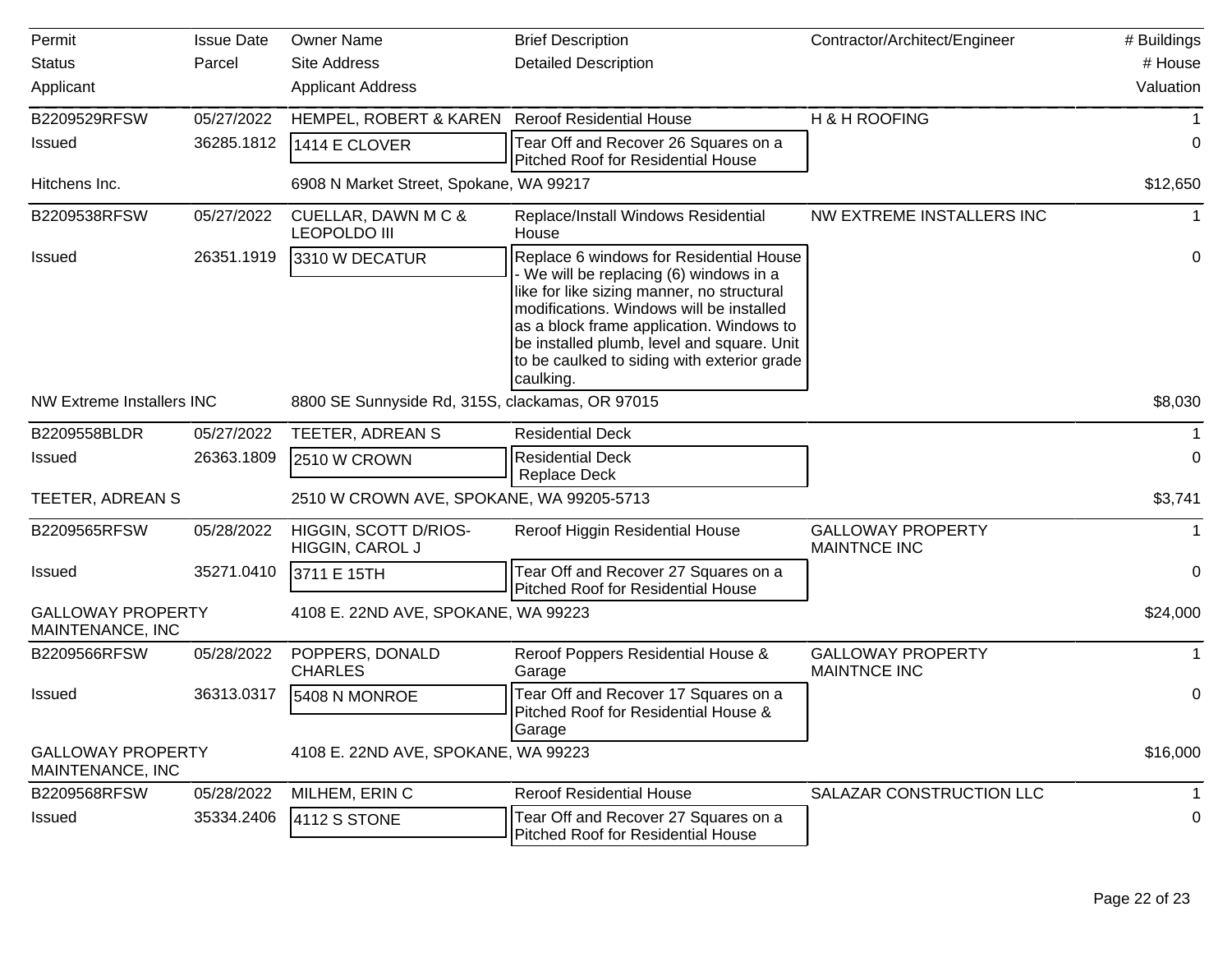| Permit<br>Status<br>Applicant | Issue Date<br>Parcel | Owner Name<br>Site Address<br>Applicant Address | Brief Description<br>Detailed Description | Contractor/Architect/Engineer | # Buildings<br># House<br>Valuation |
|---|---|---|---|---|---|
| B2209529RFSW | 05/27/2022 | HEMPEL, ROBERT & KAREN | Reroof Residential House | H & H ROOFING | 1 |
| Issued | 36285.1812 | 1414 E CLOVER | Tear Off and Recover 26 Squares on a Pitched Roof for Residential House | | 0 |
| Hitchens Inc. | | 6908 N Market Street, Spokane, WA 99217 | | | $12,650 |
| B2209538RFSW | 05/27/2022 | CUELLAR, DAWN M C & LEOPOLDO III | Replace/Install Windows Residential House | NW EXTREME INSTALLERS INC | 1 |
| Issued | 26351.1919 | 3310 W DECATUR | Replace 6 windows for Residential House - We will be replacing (6) windows in a like for like sizing manner, no structural modifications. Windows will be installed as a block frame application. Windows to be installed plumb, level and square. Unit to be caulked to siding with exterior grade caulking. | | 0 |
| NW Extreme Installers INC | | 8800 SE Sunnyside Rd, 315S, clackamas, OR 97015 | | | $8,030 |
| B2209558BLDR | 05/27/2022 | TEETER, ADREAN S | Residential Deck | | 1 |
| Issued | 26363.1809 | 2510 W CROWN | Residential Deck Replace Deck | | 0 |
| TEETER, ADREAN S | | 2510 W CROWN AVE, SPOKANE, WA 99205-5713 | | | $3,741 |
| B2209565RFSW | 05/28/2022 | HIGGIN, SCOTT D/RIOS-HIGGIN, CAROL J | Reroof Higgin Residential House | GALLOWAY PROPERTY MAINTNCE INC | 1 |
| Issued | 35271.0410 | 3711 E 15TH | Tear Off and Recover 27 Squares on a Pitched Roof for Residential House | | 0 |
| GALLOWAY PROPERTY MAINTENANCE, INC | | 4108 E. 22ND AVE, SPOKANE, WA 99223 | | | $24,000 |
| B2209566RFSW | 05/28/2022 | POPPERS, DONALD CHARLES | Reroof Poppers Residential House & Garage | GALLOWAY PROPERTY MAINTNCE INC | 1 |
| Issued | 36313.0317 | 5408 N MONROE | Tear Off and Recover 17 Squares on a Pitched Roof for Residential House & Garage | | 0 |
| GALLOWAY PROPERTY MAINTENANCE, INC | | 4108 E. 22ND AVE, SPOKANE, WA 99223 | | | $16,000 |
| B2209568RFSW | 05/28/2022 | MILHEM, ERIN C | Reroof Residential House | SALAZAR CONSTRUCTION LLC | 1 |
| Issued | 35334.2406 | 4112 S STONE | Tear Off and Recover 27 Squares on a Pitched Roof for Residential House | | 0 |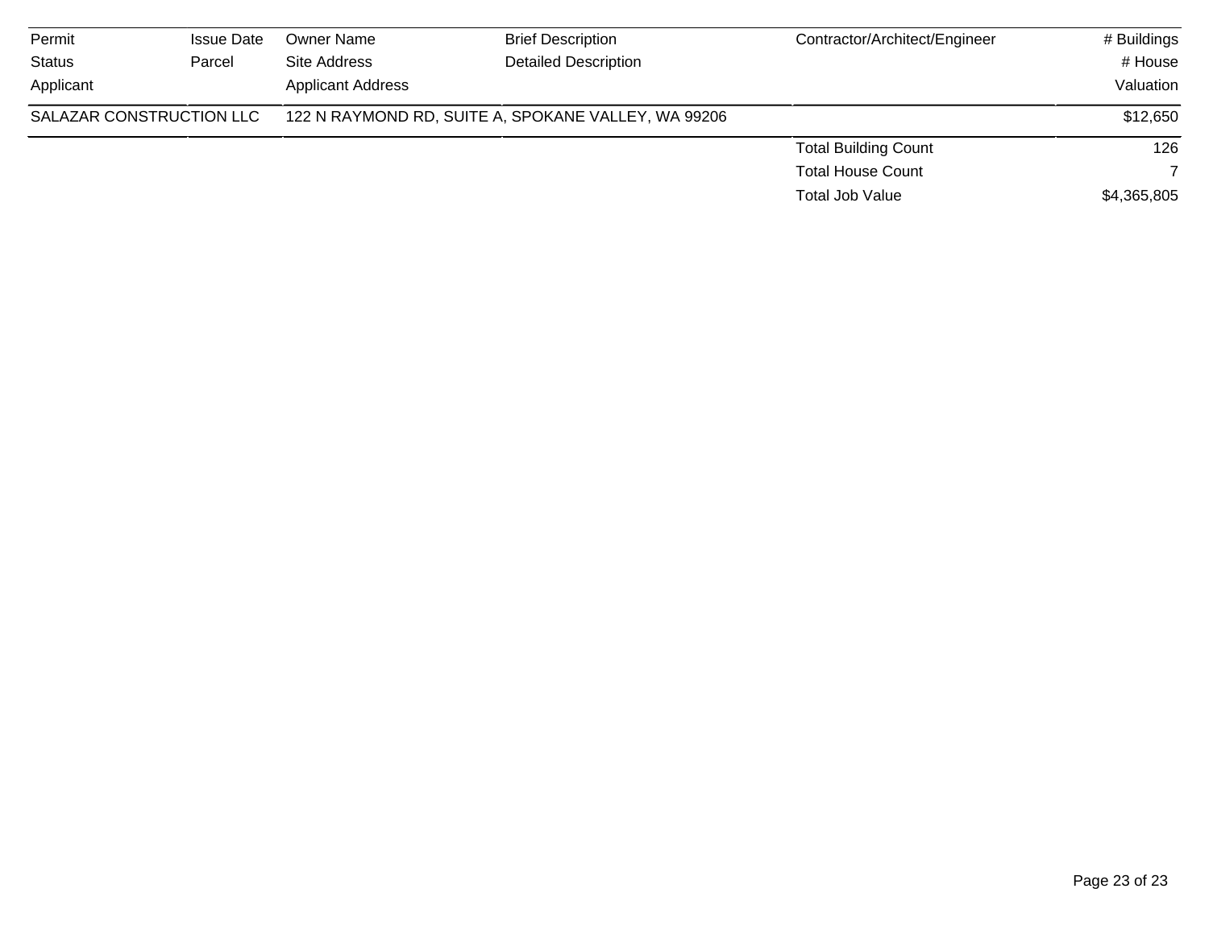| Permit / Status / Applicant | Issue Date / Parcel | Owner Name / Site Address / Applicant Address | Brief Description / Detailed Description | Contractor/Architect/Engineer | # Buildings / # House / Valuation |
|---|---|---|---|---|---|
| SALAZAR CONSTRUCTION LLC | | 122 N RAYMOND RD, SUITE A, SPOKANE VALLEY, WA 99206 | | | $12,650 |
| | | | | Total Building Count | 126 |
| | | | | Total House Count | 7 |
| | | | | Total Job Value | $4,365,805 |